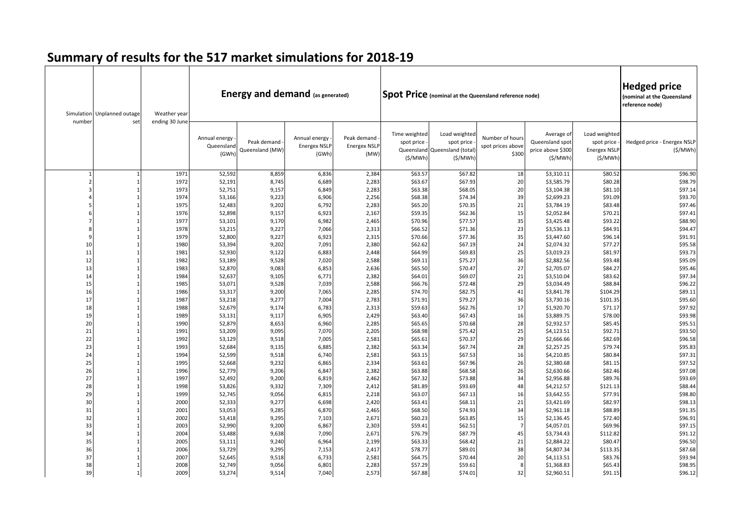# Summary of results for the 517 market simulations for 2018-19

| Simulation number | Unplanned outage set | Weather year ending 30 June | Energy and demand (as generated) | | | | Spot Price (nominal at the Queensland reference node) | | | | | Hedged price (nominal at the Queensland reference node) |
|---|---|---|---|---|---|---|---|---|---|---|---|---|
| | | | Annual energy - Queensland (GWh) | Peak demand - Queensland (MW) | Annual energy - Energex NSLP (GWh) | Peak demand - Energex NSLP (MW) | Time weighted spot price - Queensland ($/MWh) | Load weighted spot price - Queensland (total) ($/MWh) | Number of hours spot prices above $300 | Average of Queensland spot price above $300 ($/MWh) | Load weighted spot price - Energex NSLP ($/MWh) | Hedged price - Energex NSLP ($/MWh) |
| 1 | 1 | 1971 | 52,592 | 8,859 | 6,836 | 2,384 | $63.57 | $67.82 | 18 | $3,310.11 | $80.52 | $96.90 |
| 2 | 1 | 1972 | 52,191 | 8,745 | 6,689 | 2,283 | $63.67 | $67.93 | 20 | $3,585.79 | $80.28 | $98.79 |
| 3 | 1 | 1973 | 52,751 | 9,157 | 6,849 | 2,283 | $63.38 | $68.05 | 20 | $3,104.38 | $81.10 | $97.14 |
| 4 | 1 | 1974 | 53,166 | 9,223 | 6,906 | 2,256 | $68.38 | $74.34 | 39 | $2,699.23 | $91.09 | $93.70 |
| 5 | 1 | 1975 | 52,483 | 9,202 | 6,792 | 2,283 | $65.20 | $70.35 | 21 | $3,784.19 | $83.48 | $97.46 |
| 6 | 1 | 1976 | 52,898 | 9,157 | 6,923 | 2,167 | $59.35 | $62.36 | 15 | $2,052.84 | $70.21 | $97.41 |
| 7 | 1 | 1977 | 53,101 | 9,170 | 6,982 | 2,465 | $70.96 | $77.57 | 35 | $3,425.48 | $93.22 | $88.90 |
| 8 | 1 | 1978 | 53,215 | 9,227 | 7,066 | 2,313 | $66.52 | $71.36 | 23 | $3,536.13 | $84.91 | $94.47 |
| 9 | 1 | 1979 | 52,800 | 9,227 | 6,923 | 2,315 | $70.66 | $77.36 | 35 | $3,447.60 | $96.14 | $91.91 |
| 10 | 1 | 1980 | 53,394 | 9,202 | 7,091 | 2,380 | $62.62 | $67.19 | 24 | $2,074.32 | $77.27 | $95.58 |
| 11 | 1 | 1981 | 52,930 | 9,122 | 6,883 | 2,448 | $64.99 | $69.83 | 25 | $3,019.23 | $81.97 | $93.73 |
| 12 | 1 | 1982 | 53,189 | 9,528 | 7,020 | 2,588 | $69.11 | $75.27 | 36 | $2,882.56 | $93.48 | $95.09 |
| 13 | 1 | 1983 | 52,870 | 9,083 | 6,853 | 2,636 | $65.50 | $70.47 | 27 | $2,705.07 | $84.27 | $95.46 |
| 14 | 1 | 1984 | 52,637 | 9,105 | 6,771 | 2,382 | $64.01 | $69.07 | 21 | $3,510.04 | $83.62 | $97.34 |
| 15 | 1 | 1985 | 53,071 | 9,528 | 7,039 | 2,588 | $66.76 | $72.48 | 29 | $3,034.49 | $88.84 | $96.22 |
| 16 | 1 | 1986 | 53,317 | 9,200 | 7,065 | 2,285 | $74.70 | $82.75 | 41 | $3,841.78 | $104.29 | $89.11 |
| 17 | 1 | 1987 | 53,218 | 9,277 | 7,004 | 2,783 | $71.91 | $79.27 | 36 | $3,730.16 | $101.35 | $95.60 |
| 18 | 1 | 1988 | 52,679 | 9,174 | 6,783 | 2,313 | $59.63 | $62.76 | 17 | $1,920.70 | $71.17 | $97.92 |
| 19 | 1 | 1989 | 53,131 | 9,117 | 6,905 | 2,429 | $63.40 | $67.43 | 16 | $3,889.75 | $78.00 | $93.98 |
| 20 | 1 | 1990 | 52,879 | 8,653 | 6,960 | 2,285 | $65.65 | $70.68 | 28 | $2,932.57 | $85.45 | $95.51 |
| 21 | 1 | 1991 | 53,209 | 9,095 | 7,070 | 2,205 | $68.98 | $75.42 | 25 | $4,123.51 | $92.71 | $93.50 |
| 22 | 1 | 1992 | 53,129 | 9,518 | 7,005 | 2,581 | $65.61 | $70.37 | 29 | $2,666.66 | $82.69 | $96.58 |
| 23 | 1 | 1993 | 52,684 | 9,135 | 6,885 | 2,382 | $63.34 | $67.74 | 28 | $2,257.25 | $79.74 | $95.83 |
| 24 | 1 | 1994 | 52,599 | 9,518 | 6,740 | 2,581 | $63.15 | $67.53 | 16 | $4,210.85 | $80.84 | $97.31 |
| 25 | 1 | 1995 | 52,668 | 9,232 | 6,865 | 2,334 | $63.61 | $67.96 | 26 | $2,380.68 | $81.15 | $97.52 |
| 26 | 1 | 1996 | 52,779 | 9,206 | 6,847 | 2,382 | $63.88 | $68.58 | 26 | $2,630.66 | $82.46 | $97.08 |
| 27 | 1 | 1997 | 52,492 | 9,200 | 6,819 | 2,462 | $67.32 | $73.88 | 34 | $2,956.88 | $89.76 | $93.69 |
| 28 | 1 | 1998 | 53,826 | 9,332 | 7,309 | 2,412 | $81.89 | $93.69 | 48 | $4,212.57 | $121.13 | $88.44 |
| 29 | 1 | 1999 | 52,745 | 9,056 | 6,815 | 2,218 | $63.07 | $67.13 | 16 | $3,642.55 | $77.91 | $98.80 |
| 30 | 1 | 2000 | 52,333 | 9,277 | 6,698 | 2,420 | $63.41 | $68.11 | 21 | $3,421.69 | $82.97 | $98.13 |
| 31 | 1 | 2001 | 53,053 | 9,285 | 6,870 | 2,465 | $68.50 | $74.93 | 34 | $2,961.18 | $88.89 | $91.35 |
| 32 | 1 | 2002 | 53,418 | 9,295 | 7,103 | 2,671 | $60.23 | $63.85 | 15 | $2,136.45 | $72.40 | $96.91 |
| 33 | 1 | 2003 | 52,990 | 9,200 | 6,867 | 2,303 | $59.41 | $62.51 | 7 | $4,057.01 | $69.96 | $97.15 |
| 34 | 1 | 2004 | 53,488 | 9,638 | 7,090 | 2,671 | $76.79 | $87.79 | 45 | $3,734.43 | $112.82 | $91.12 |
| 35 | 1 | 2005 | 53,111 | 9,240 | 6,964 | 2,199 | $63.33 | $68.42 | 21 | $2,884.22 | $80.47 | $96.50 |
| 36 | 1 | 2006 | 53,729 | 9,295 | 7,153 | 2,417 | $78.77 | $89.01 | 38 | $4,807.34 | $113.35 | $87.68 |
| 37 | 1 | 2007 | 52,645 | 9,518 | 6,733 | 2,581 | $64.75 | $70.44 | 20 | $4,113.51 | $83.76 | $93.94 |
| 38 | 1 | 2008 | 52,749 | 9,056 | 6,801 | 2,283 | $57.29 | $59.61 | 8 | $1,368.83 | $65.43 | $98.95 |
| 39 | 1 | 2009 | 53,274 | 9,514 | 7,040 | 2,573 | $67.88 | $74.01 | 32 | $2,960.51 | $91.15 | $96.12 |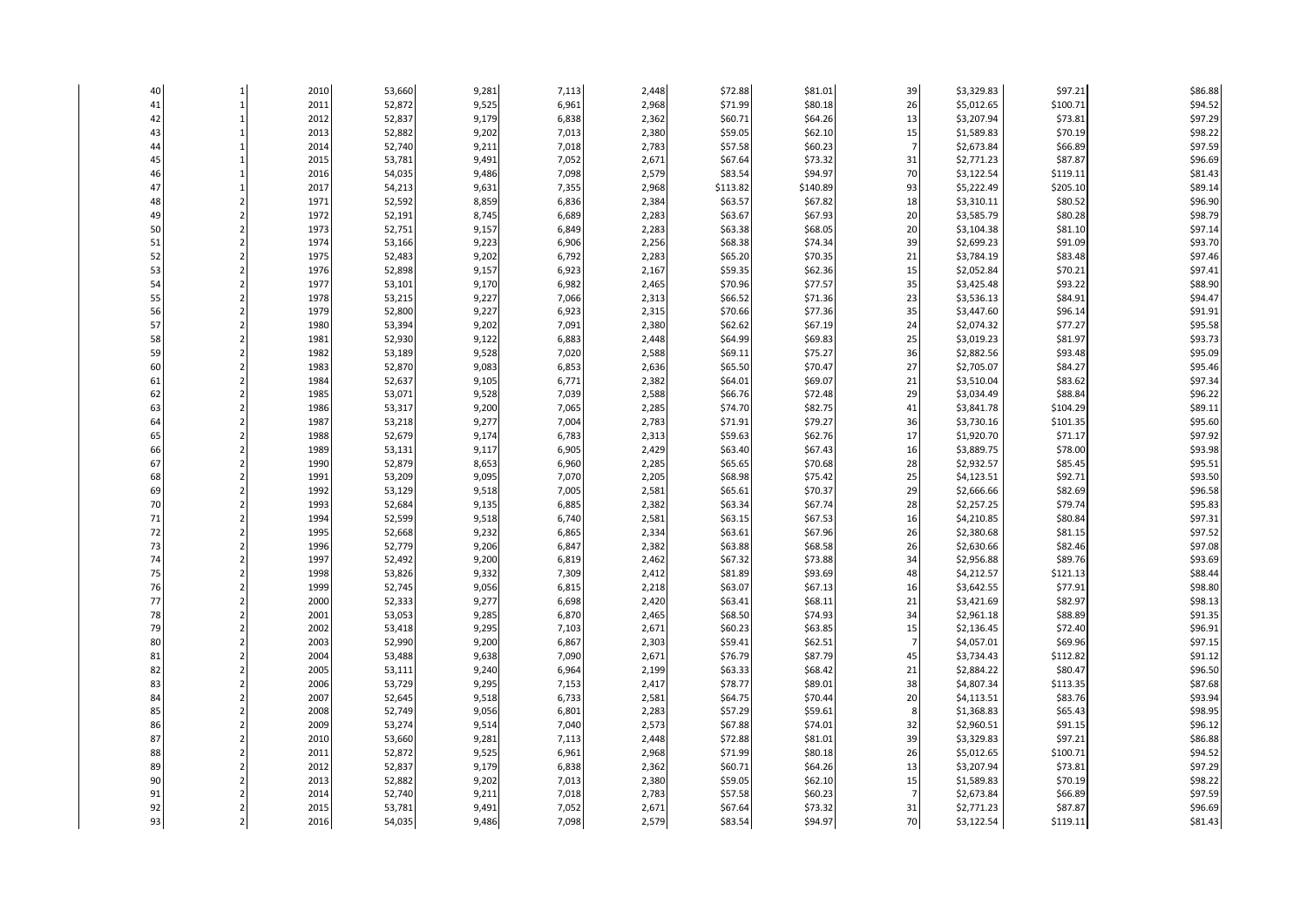| | | | | | | | | | | | | |
|---|---|---|---|---|---|---|---|---|---|---|---|---|
| 40 | 1 | 2010 | 53,660 | 9,281 | 7,113 | 2,448 | $72.88 | $81.01 | 39 | $3,329.83 | $97.21 | $86.88 |
| 41 | 1 | 2011 | 52,872 | 9,525 | 6,961 | 2,968 | $71.99 | $80.18 | 26 | $5,012.65 | $100.71 | $94.52 |
| 42 | 1 | 2012 | 52,837 | 9,179 | 6,838 | 2,362 | $60.71 | $64.26 | 13 | $3,207.94 | $73.81 | $97.29 |
| 43 | 1 | 2013 | 52,882 | 9,202 | 7,013 | 2,380 | $59.05 | $62.10 | 15 | $1,589.83 | $70.19 | $98.22 |
| 44 | 1 | 2014 | 52,740 | 9,211 | 7,018 | 2,783 | $57.58 | $60.23 | 7 | $2,673.84 | $66.89 | $97.59 |
| 45 | 1 | 2015 | 53,781 | 9,491 | 7,052 | 2,671 | $67.64 | $73.32 | 31 | $2,771.23 | $87.87 | $96.69 |
| 46 | 1 | 2016 | 54,035 | 9,486 | 7,098 | 2,579 | $83.54 | $94.97 | 70 | $3,122.54 | $119.11 | $81.43 |
| 47 | 1 | 2017 | 54,213 | 9,631 | 7,355 | 2,968 | $113.82 | $140.89 | 93 | $5,222.49 | $205.10 | $89.14 |
| 48 | 2 | 1971 | 52,592 | 8,859 | 6,836 | 2,384 | $63.57 | $67.82 | 18 | $3,310.11 | $80.52 | $96.90 |
| 49 | 2 | 1972 | 52,191 | 8,745 | 6,689 | 2,283 | $63.67 | $67.93 | 20 | $3,585.79 | $80.28 | $98.79 |
| 50 | 2 | 1973 | 52,751 | 9,157 | 6,849 | 2,283 | $63.38 | $68.05 | 20 | $3,104.38 | $81.10 | $97.14 |
| 51 | 2 | 1974 | 53,166 | 9,223 | 6,906 | 2,256 | $68.38 | $74.34 | 39 | $2,699.23 | $91.09 | $93.70 |
| 52 | 2 | 1975 | 52,483 | 9,202 | 6,792 | 2,283 | $65.20 | $70.35 | 21 | $3,784.19 | $83.48 | $97.46 |
| 53 | 2 | 1976 | 52,898 | 9,157 | 6,923 | 2,167 | $59.35 | $62.36 | 15 | $2,052.84 | $70.21 | $97.41 |
| 54 | 2 | 1977 | 53,101 | 9,170 | 6,982 | 2,465 | $70.96 | $77.57 | 35 | $3,425.48 | $93.22 | $88.90 |
| 55 | 2 | 1978 | 53,215 | 9,227 | 7,066 | 2,313 | $66.52 | $71.36 | 23 | $3,536.13 | $84.91 | $94.47 |
| 56 | 2 | 1979 | 52,800 | 9,227 | 6,923 | 2,315 | $70.66 | $77.36 | 35 | $3,447.60 | $96.14 | $91.91 |
| 57 | 2 | 1980 | 53,394 | 9,202 | 7,091 | 2,380 | $62.62 | $67.19 | 24 | $2,074.32 | $77.27 | $95.58 |
| 58 | 2 | 1981 | 52,930 | 9,122 | 6,883 | 2,448 | $64.99 | $69.83 | 25 | $3,019.23 | $81.97 | $93.73 |
| 59 | 2 | 1982 | 53,189 | 9,528 | 7,020 | 2,588 | $69.11 | $75.27 | 36 | $2,882.56 | $93.48 | $95.09 |
| 60 | 2 | 1983 | 52,870 | 9,083 | 6,853 | 2,636 | $65.50 | $70.47 | 27 | $2,705.07 | $84.27 | $95.46 |
| 61 | 2 | 1984 | 52,637 | 9,105 | 6,771 | 2,382 | $64.01 | $69.07 | 21 | $3,510.04 | $83.62 | $97.34 |
| 62 | 2 | 1985 | 53,071 | 9,528 | 7,039 | 2,588 | $66.76 | $72.48 | 29 | $3,034.49 | $88.84 | $96.22 |
| 63 | 2 | 1986 | 53,317 | 9,200 | 7,065 | 2,285 | $74.70 | $82.75 | 41 | $3,841.78 | $104.29 | $89.11 |
| 64 | 2 | 1987 | 53,218 | 9,277 | 7,004 | 2,783 | $71.91 | $79.27 | 36 | $3,730.16 | $101.35 | $95.60 |
| 65 | 2 | 1988 | 52,679 | 9,174 | 6,783 | 2,313 | $59.63 | $62.76 | 17 | $1,920.70 | $71.17 | $97.92 |
| 66 | 2 | 1989 | 53,131 | 9,117 | 6,905 | 2,429 | $63.40 | $67.43 | 16 | $3,889.75 | $78.00 | $93.98 |
| 67 | 2 | 1990 | 52,879 | 8,653 | 6,960 | 2,285 | $65.65 | $70.68 | 28 | $2,932.57 | $85.45 | $95.51 |
| 68 | 2 | 1991 | 53,209 | 9,095 | 7,070 | 2,205 | $68.98 | $75.42 | 25 | $4,123.51 | $92.71 | $93.50 |
| 69 | 2 | 1992 | 53,129 | 9,518 | 7,005 | 2,581 | $65.61 | $70.37 | 29 | $2,666.66 | $82.69 | $96.58 |
| 70 | 2 | 1993 | 52,684 | 9,135 | 6,885 | 2,382 | $63.34 | $67.74 | 28 | $2,257.25 | $79.74 | $95.83 |
| 71 | 2 | 1994 | 52,599 | 9,518 | 6,740 | 2,581 | $63.15 | $67.53 | 16 | $4,210.85 | $80.84 | $97.31 |
| 72 | 2 | 1995 | 52,668 | 9,232 | 6,865 | 2,334 | $63.61 | $67.96 | 26 | $2,380.68 | $81.15 | $97.52 |
| 73 | 2 | 1996 | 52,779 | 9,206 | 6,847 | 2,382 | $63.88 | $68.58 | 26 | $2,630.66 | $82.46 | $97.08 |
| 74 | 2 | 1997 | 52,492 | 9,200 | 6,819 | 2,462 | $67.32 | $73.88 | 34 | $2,956.88 | $89.76 | $93.69 |
| 75 | 2 | 1998 | 53,826 | 9,332 | 7,309 | 2,412 | $81.89 | $93.69 | 48 | $4,212.57 | $121.13 | $88.44 |
| 76 | 2 | 1999 | 52,745 | 9,056 | 6,815 | 2,218 | $63.07 | $67.13 | 16 | $3,642.55 | $77.91 | $98.80 |
| 77 | 2 | 2000 | 52,333 | 9,277 | 6,698 | 2,420 | $63.41 | $68.11 | 21 | $3,421.69 | $82.97 | $98.13 |
| 78 | 2 | 2001 | 53,053 | 9,285 | 6,870 | 2,465 | $68.50 | $74.93 | 34 | $2,961.18 | $88.89 | $91.35 |
| 79 | 2 | 2002 | 53,418 | 9,295 | 7,103 | 2,671 | $60.23 | $63.85 | 15 | $2,136.45 | $72.40 | $96.91 |
| 80 | 2 | 2003 | 52,990 | 9,200 | 6,867 | 2,303 | $59.41 | $62.51 | 7 | $4,057.01 | $69.96 | $97.15 |
| 81 | 2 | 2004 | 53,488 | 9,638 | 7,090 | 2,671 | $76.79 | $87.79 | 45 | $3,734.43 | $112.82 | $91.12 |
| 82 | 2 | 2005 | 53,111 | 9,240 | 6,964 | 2,199 | $63.33 | $68.42 | 21 | $2,884.22 | $80.47 | $96.50 |
| 83 | 2 | 2006 | 53,729 | 9,295 | 7,153 | 2,417 | $78.77 | $89.01 | 38 | $4,807.34 | $113.35 | $87.68 |
| 84 | 2 | 2007 | 52,645 | 9,518 | 6,733 | 2,581 | $64.75 | $70.44 | 20 | $4,113.51 | $83.76 | $93.94 |
| 85 | 2 | 2008 | 52,749 | 9,056 | 6,801 | 2,283 | $57.29 | $59.61 | 8 | $1,368.83 | $65.43 | $98.95 |
| 86 | 2 | 2009 | 53,274 | 9,514 | 7,040 | 2,573 | $67.88 | $74.01 | 32 | $2,960.51 | $91.15 | $96.12 |
| 87 | 2 | 2010 | 53,660 | 9,281 | 7,113 | 2,448 | $72.88 | $81.01 | 39 | $3,329.83 | $97.21 | $86.88 |
| 88 | 2 | 2011 | 52,872 | 9,525 | 6,961 | 2,968 | $71.99 | $80.18 | 26 | $5,012.65 | $100.71 | $94.52 |
| 89 | 2 | 2012 | 52,837 | 9,179 | 6,838 | 2,362 | $60.71 | $64.26 | 13 | $3,207.94 | $73.81 | $97.29 |
| 90 | 2 | 2013 | 52,882 | 9,202 | 7,013 | 2,380 | $59.05 | $62.10 | 15 | $1,589.83 | $70.19 | $98.22 |
| 91 | 2 | 2014 | 52,740 | 9,211 | 7,018 | 2,783 | $57.58 | $60.23 | 7 | $2,673.84 | $66.89 | $97.59 |
| 92 | 2 | 2015 | 53,781 | 9,491 | 7,052 | 2,671 | $67.64 | $73.32 | 31 | $2,771.23 | $87.87 | $96.69 |
| 93 | 2 | 2016 | 54,035 | 9,486 | 7,098 | 2,579 | $83.54 | $94.97 | 70 | $3,122.54 | $119.11 | $81.43 |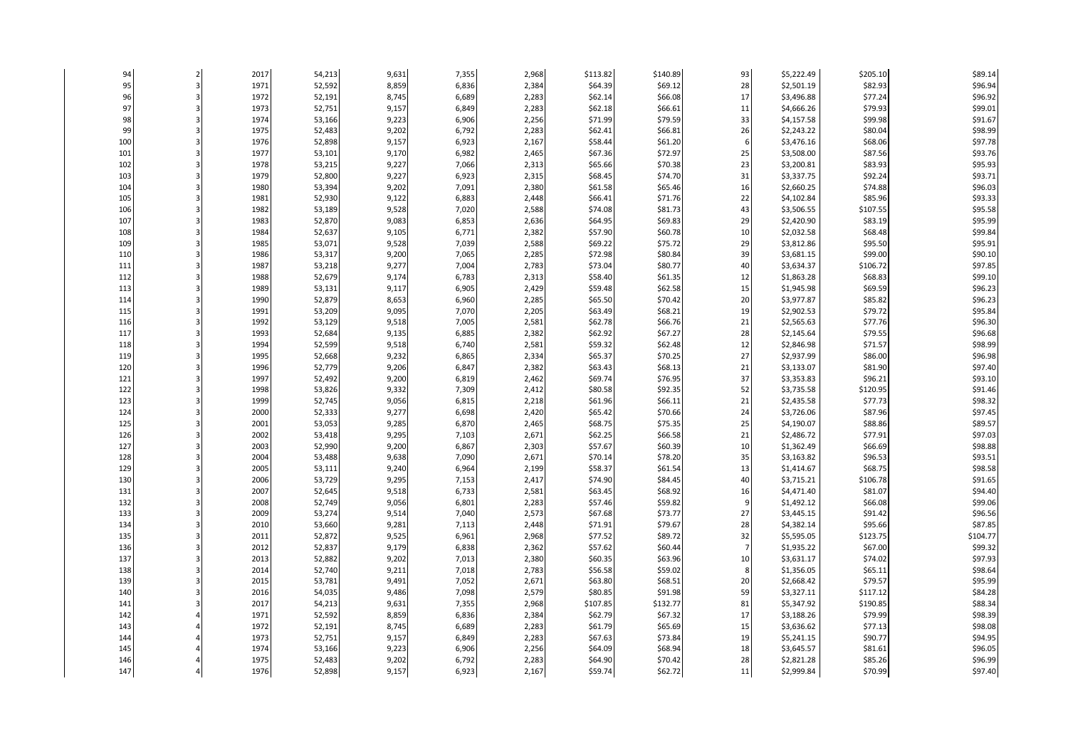| | | | | | | | | | | | | |
|---|---|---|---|---|---|---|---|---|---|---|---|---|
| 94 | 2 | 2017 | 54,213 | 9,631 | 7,355 | 2,968 | $113.82 | $140.89 | 93 | $5,222.49 | $205.10 | $89.14 |
| 95 | 3 | 1971 | 52,592 | 8,859 | 6,836 | 2,384 | $64.39 | $69.12 | 28 | $2,501.19 | $82.93 | $96.94 |
| 96 | 3 | 1972 | 52,191 | 8,745 | 6,689 | 2,283 | $62.14 | $66.08 | 17 | $3,496.88 | $77.24 | $96.92 |
| 97 | 3 | 1973 | 52,751 | 9,157 | 6,849 | 2,283 | $62.18 | $66.61 | 11 | $4,666.26 | $79.93 | $99.01 |
| 98 | 3 | 1974 | 53,166 | 9,223 | 6,906 | 2,256 | $71.99 | $79.59 | 33 | $4,157.58 | $99.98 | $91.67 |
| 99 | 3 | 1975 | 52,483 | 9,202 | 6,792 | 2,283 | $62.41 | $66.81 | 26 | $2,243.22 | $80.04 | $98.99 |
| 100 | 3 | 1976 | 52,898 | 9,157 | 6,923 | 2,167 | $58.44 | $61.20 | 6 | $3,476.16 | $68.06 | $97.78 |
| 101 | 3 | 1977 | 53,101 | 9,170 | 6,982 | 2,465 | $67.36 | $72.97 | 25 | $3,508.00 | $87.56 | $93.76 |
| 102 | 3 | 1978 | 53,215 | 9,227 | 7,066 | 2,313 | $65.66 | $70.38 | 23 | $3,200.81 | $83.93 | $95.93 |
| 103 | 3 | 1979 | 52,800 | 9,227 | 6,923 | 2,315 | $68.45 | $74.70 | 31 | $3,337.75 | $92.24 | $93.71 |
| 104 | 3 | 1980 | 53,394 | 9,202 | 7,091 | 2,380 | $61.58 | $65.46 | 16 | $2,660.25 | $74.88 | $96.03 |
| 105 | 3 | 1981 | 52,930 | 9,122 | 6,883 | 2,448 | $66.41 | $71.76 | 22 | $4,102.84 | $85.96 | $93.33 |
| 106 | 3 | 1982 | 53,189 | 9,528 | 7,020 | 2,588 | $74.08 | $81.73 | 43 | $3,506.55 | $107.55 | $95.58 |
| 107 | 3 | 1983 | 52,870 | 9,083 | 6,853 | 2,636 | $64.95 | $69.83 | 29 | $2,420.90 | $83.19 | $95.99 |
| 108 | 3 | 1984 | 52,637 | 9,105 | 6,771 | 2,382 | $57.90 | $60.78 | 10 | $2,032.58 | $68.48 | $99.84 |
| 109 | 3 | 1985 | 53,071 | 9,528 | 7,039 | 2,588 | $69.22 | $75.72 | 29 | $3,812.86 | $95.50 | $95.91 |
| 110 | 3 | 1986 | 53,317 | 9,200 | 7,065 | 2,285 | $72.98 | $80.84 | 39 | $3,681.15 | $99.00 | $90.10 |
| 111 | 3 | 1987 | 53,218 | 9,277 | 7,004 | 2,783 | $73.04 | $80.77 | 40 | $3,634.37 | $106.72 | $97.85 |
| 112 | 3 | 1988 | 52,679 | 9,174 | 6,783 | 2,313 | $58.40 | $61.35 | 12 | $1,863.28 | $68.83 | $99.10 |
| 113 | 3 | 1989 | 53,131 | 9,117 | 6,905 | 2,429 | $59.48 | $62.58 | 15 | $1,945.98 | $69.59 | $96.23 |
| 114 | 3 | 1990 | 52,879 | 8,653 | 6,960 | 2,285 | $65.50 | $70.42 | 20 | $3,977.87 | $85.82 | $96.23 |
| 115 | 3 | 1991 | 53,209 | 9,095 | 7,070 | 2,205 | $63.49 | $68.21 | 19 | $2,902.53 | $79.72 | $95.84 |
| 116 | 3 | 1992 | 53,129 | 9,518 | 7,005 | 2,581 | $62.78 | $66.76 | 21 | $2,565.63 | $77.76 | $96.30 |
| 117 | 3 | 1993 | 52,684 | 9,135 | 6,885 | 2,382 | $62.92 | $67.27 | 28 | $2,145.64 | $79.55 | $96.68 |
| 118 | 3 | 1994 | 52,599 | 9,518 | 6,740 | 2,581 | $59.32 | $62.48 | 12 | $2,846.98 | $71.57 | $98.99 |
| 119 | 3 | 1995 | 52,668 | 9,232 | 6,865 | 2,334 | $65.37 | $70.25 | 27 | $2,937.99 | $86.00 | $96.98 |
| 120 | 3 | 1996 | 52,779 | 9,206 | 6,847 | 2,382 | $63.43 | $68.13 | 21 | $3,133.07 | $81.90 | $97.40 |
| 121 | 3 | 1997 | 52,492 | 9,200 | 6,819 | 2,462 | $69.74 | $76.95 | 37 | $3,353.83 | $96.21 | $93.10 |
| 122 | 3 | 1998 | 53,826 | 9,332 | 7,309 | 2,412 | $80.58 | $92.35 | 52 | $3,735.58 | $120.95 | $91.46 |
| 123 | 3 | 1999 | 52,745 | 9,056 | 6,815 | 2,218 | $61.96 | $66.11 | 21 | $2,435.58 | $77.73 | $98.32 |
| 124 | 3 | 2000 | 52,333 | 9,277 | 6,698 | 2,420 | $65.42 | $70.66 | 24 | $3,726.06 | $87.96 | $97.45 |
| 125 | 3 | 2001 | 53,053 | 9,285 | 6,870 | 2,465 | $68.75 | $75.35 | 25 | $4,190.07 | $88.86 | $89.57 |
| 126 | 3 | 2002 | 53,418 | 9,295 | 7,103 | 2,671 | $62.25 | $66.58 | 21 | $2,486.72 | $77.91 | $97.03 |
| 127 | 3 | 2003 | 52,990 | 9,200 | 6,867 | 2,303 | $57.67 | $60.39 | 10 | $1,362.49 | $66.69 | $98.88 |
| 128 | 3 | 2004 | 53,488 | 9,638 | 7,090 | 2,671 | $70.14 | $78.20 | 35 | $3,163.82 | $96.53 | $93.51 |
| 129 | 3 | 2005 | 53,111 | 9,240 | 6,964 | 2,199 | $58.37 | $61.54 | 13 | $1,414.67 | $68.75 | $98.58 |
| 130 | 3 | 2006 | 53,729 | 9,295 | 7,153 | 2,417 | $74.90 | $84.45 | 40 | $3,715.21 | $106.78 | $91.65 |
| 131 | 3 | 2007 | 52,645 | 9,518 | 6,733 | 2,581 | $63.45 | $68.92 | 16 | $4,471.40 | $81.07 | $94.40 |
| 132 | 3 | 2008 | 52,749 | 9,056 | 6,801 | 2,283 | $57.46 | $59.82 | 9 | $1,492.12 | $66.08 | $99.06 |
| 133 | 3 | 2009 | 53,274 | 9,514 | 7,040 | 2,573 | $67.68 | $73.77 | 27 | $3,445.15 | $91.42 | $96.56 |
| 134 | 3 | 2010 | 53,660 | 9,281 | 7,113 | 2,448 | $71.91 | $79.67 | 28 | $4,382.14 | $95.66 | $87.85 |
| 135 | 3 | 2011 | 52,872 | 9,525 | 6,961 | 2,968 | $77.52 | $89.72 | 32 | $5,595.05 | $123.75 | $104.77 |
| 136 | 3 | 2012 | 52,837 | 9,179 | 6,838 | 2,362 | $57.62 | $60.44 | 7 | $1,935.22 | $67.00 | $99.32 |
| 137 | 3 | 2013 | 52,882 | 9,202 | 7,013 | 2,380 | $60.35 | $63.96 | 10 | $3,631.17 | $74.02 | $97.93 |
| 138 | 3 | 2014 | 52,740 | 9,211 | 7,018 | 2,783 | $56.58 | $59.02 | 8 | $1,356.05 | $65.11 | $98.64 |
| 139 | 3 | 2015 | 53,781 | 9,491 | 7,052 | 2,671 | $63.80 | $68.51 | 20 | $2,668.42 | $79.57 | $95.99 |
| 140 | 3 | 2016 | 54,035 | 9,486 | 7,098 | 2,579 | $80.85 | $91.98 | 59 | $3,327.11 | $117.12 | $84.28 |
| 141 | 3 | 2017 | 54,213 | 9,631 | 7,355 | 2,968 | $107.85 | $132.77 | 81 | $5,347.92 | $190.85 | $88.34 |
| 142 | 4 | 1971 | 52,592 | 8,859 | 6,836 | 2,384 | $62.79 | $67.32 | 17 | $3,188.26 | $79.99 | $98.39 |
| 143 | 4 | 1972 | 52,191 | 8,745 | 6,689 | 2,283 | $61.79 | $65.69 | 15 | $3,636.62 | $77.13 | $98.08 |
| 144 | 4 | 1973 | 52,751 | 9,157 | 6,849 | 2,283 | $67.63 | $73.84 | 19 | $5,241.15 | $90.77 | $94.95 |
| 145 | 4 | 1974 | 53,166 | 9,223 | 6,906 | 2,256 | $64.09 | $68.94 | 18 | $3,645.57 | $81.61 | $96.05 |
| 146 | 4 | 1975 | 52,483 | 9,202 | 6,792 | 2,283 | $64.90 | $70.42 | 28 | $2,821.28 | $85.26 | $96.99 |
| 147 | 4 | 1976 | 52,898 | 9,157 | 6,923 | 2,167 | $59.74 | $62.72 | 11 | $2,999.84 | $70.99 | $97.40 |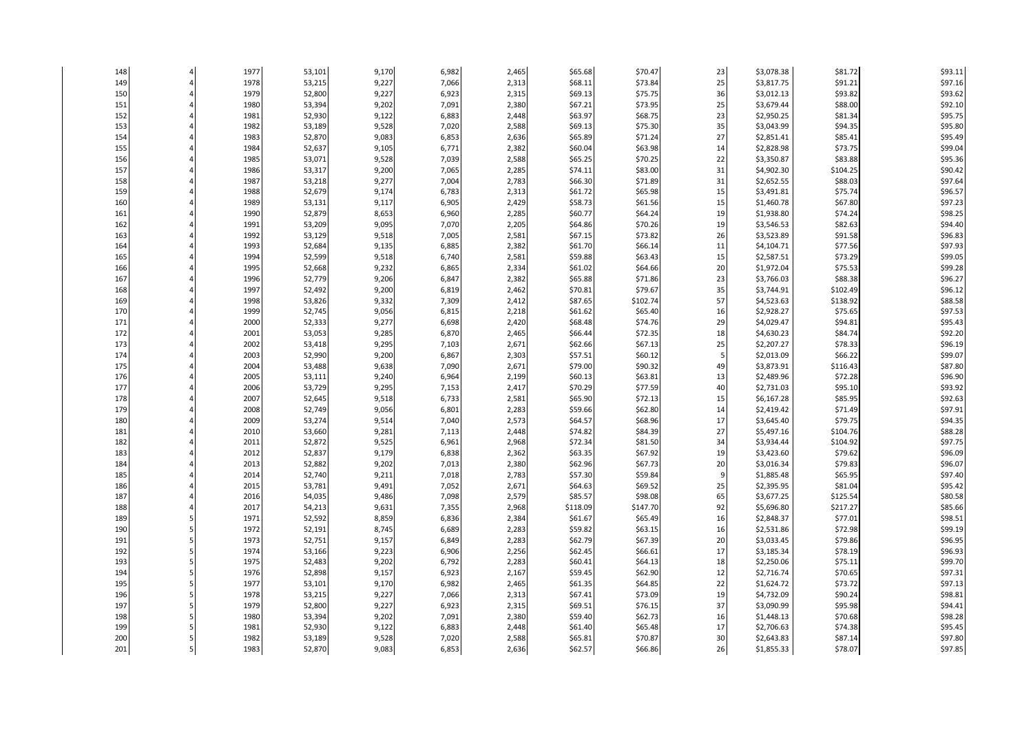| | | | | | | | | | | | | |
|---|---|---|---|---|---|---|---|---|---|---|---|---|
| 148 | 4 | 1977 | 53,101 | 9,170 | 6,982 | 2,465 | $65.68 | $70.47 | 23 | $3,078.38 | $81.72 | $93.11 |
| 149 | 4 | 1978 | 53,215 | 9,227 | 7,066 | 2,313 | $68.11 | $73.84 | 25 | $3,817.75 | $91.21 | $97.16 |
| 150 | 4 | 1979 | 52,800 | 9,227 | 6,923 | 2,315 | $69.13 | $75.75 | 36 | $3,012.13 | $93.82 | $93.62 |
| 151 | 4 | 1980 | 53,394 | 9,202 | 7,091 | 2,380 | $67.21 | $73.95 | 25 | $3,679.44 | $88.00 | $92.10 |
| 152 | 4 | 1981 | 52,930 | 9,122 | 6,883 | 2,448 | $63.97 | $68.75 | 23 | $2,950.25 | $81.34 | $95.75 |
| 153 | 4 | 1982 | 53,189 | 9,528 | 7,020 | 2,588 | $69.13 | $75.30 | 35 | $3,043.99 | $94.35 | $95.80 |
| 154 | 4 | 1983 | 52,870 | 9,083 | 6,853 | 2,636 | $65.89 | $71.24 | 27 | $2,851.41 | $85.41 | $95.49 |
| 155 | 4 | 1984 | 52,637 | 9,105 | 6,771 | 2,382 | $60.04 | $63.98 | 14 | $2,828.98 | $73.75 | $99.04 |
| 156 | 4 | 1985 | 53,071 | 9,528 | 7,039 | 2,588 | $65.25 | $70.25 | 22 | $3,350.87 | $83.88 | $95.36 |
| 157 | 4 | 1986 | 53,317 | 9,200 | 7,065 | 2,285 | $74.11 | $83.00 | 31 | $4,902.30 | $104.25 | $90.42 |
| 158 | 4 | 1987 | 53,218 | 9,277 | 7,004 | 2,783 | $66.30 | $71.89 | 31 | $2,652.55 | $88.03 | $97.64 |
| 159 | 4 | 1988 | 52,679 | 9,174 | 6,783 | 2,313 | $61.72 | $65.98 | 15 | $3,491.81 | $75.74 | $96.57 |
| 160 | 4 | 1989 | 53,131 | 9,117 | 6,905 | 2,429 | $58.73 | $61.56 | 15 | $1,460.78 | $67.80 | $97.23 |
| 161 | 4 | 1990 | 52,879 | 8,653 | 6,960 | 2,285 | $60.77 | $64.24 | 19 | $1,938.80 | $74.24 | $98.25 |
| 162 | 4 | 1991 | 53,209 | 9,095 | 7,070 | 2,205 | $64.86 | $70.26 | 19 | $3,546.53 | $82.63 | $94.40 |
| 163 | 4 | 1992 | 53,129 | 9,518 | 7,005 | 2,581 | $67.15 | $73.82 | 26 | $3,523.89 | $91.58 | $96.83 |
| 164 | 4 | 1993 | 52,684 | 9,135 | 6,885 | 2,382 | $61.70 | $66.14 | 11 | $4,104.71 | $77.56 | $97.93 |
| 165 | 4 | 1994 | 52,599 | 9,518 | 6,740 | 2,581 | $59.88 | $63.43 | 15 | $2,587.51 | $73.29 | $99.05 |
| 166 | 4 | 1995 | 52,668 | 9,232 | 6,865 | 2,334 | $61.02 | $64.66 | 20 | $1,972.04 | $75.53 | $99.28 |
| 167 | 4 | 1996 | 52,779 | 9,206 | 6,847 | 2,382 | $65.88 | $71.86 | 23 | $3,766.03 | $88.38 | $96.27 |
| 168 | 4 | 1997 | 52,492 | 9,200 | 6,819 | 2,462 | $70.81 | $79.67 | 35 | $3,744.91 | $102.49 | $96.12 |
| 169 | 4 | 1998 | 53,826 | 9,332 | 7,309 | 2,412 | $87.65 | $102.74 | 57 | $4,523.63 | $138.92 | $88.58 |
| 170 | 4 | 1999 | 52,745 | 9,056 | 6,815 | 2,218 | $61.62 | $65.40 | 16 | $2,928.27 | $75.65 | $97.53 |
| 171 | 4 | 2000 | 52,333 | 9,277 | 6,698 | 2,420 | $68.48 | $74.76 | 29 | $4,029.47 | $94.81 | $95.43 |
| 172 | 4 | 2001 | 53,053 | 9,285 | 6,870 | 2,465 | $66.44 | $72.35 | 18 | $4,630.23 | $84.74 | $92.20 |
| 173 | 4 | 2002 | 53,418 | 9,295 | 7,103 | 2,671 | $62.66 | $67.13 | 25 | $2,207.27 | $78.33 | $96.19 |
| 174 | 4 | 2003 | 52,990 | 9,200 | 6,867 | 2,303 | $57.51 | $60.12 | 5 | $2,013.09 | $66.22 | $99.07 |
| 175 | 4 | 2004 | 53,488 | 9,638 | 7,090 | 2,671 | $79.00 | $90.32 | 49 | $3,873.91 | $116.43 | $87.80 |
| 176 | 4 | 2005 | 53,111 | 9,240 | 6,964 | 2,199 | $60.13 | $63.81 | 13 | $2,489.96 | $72.28 | $96.90 |
| 177 | 4 | 2006 | 53,729 | 9,295 | 7,153 | 2,417 | $70.29 | $77.59 | 40 | $2,731.03 | $95.10 | $93.92 |
| 178 | 4 | 2007 | 52,645 | 9,518 | 6,733 | 2,581 | $65.90 | $72.13 | 15 | $6,167.28 | $85.95 | $92.63 |
| 179 | 4 | 2008 | 52,749 | 9,056 | 6,801 | 2,283 | $59.66 | $62.80 | 14 | $2,419.42 | $71.49 | $97.91 |
| 180 | 4 | 2009 | 53,274 | 9,514 | 7,040 | 2,573 | $64.57 | $68.96 | 17 | $3,645.40 | $79.75 | $94.35 |
| 181 | 4 | 2010 | 53,660 | 9,281 | 7,113 | 2,448 | $74.82 | $84.39 | 27 | $5,497.16 | $104.76 | $88.28 |
| 182 | 4 | 2011 | 52,872 | 9,525 | 6,961 | 2,968 | $72.34 | $81.50 | 34 | $3,934.44 | $104.92 | $97.75 |
| 183 | 4 | 2012 | 52,837 | 9,179 | 6,838 | 2,362 | $63.35 | $67.92 | 19 | $3,423.60 | $79.62 | $96.09 |
| 184 | 4 | 2013 | 52,882 | 9,202 | 7,013 | 2,380 | $62.96 | $67.73 | 20 | $3,016.34 | $79.83 | $96.07 |
| 185 | 4 | 2014 | 52,740 | 9,211 | 7,018 | 2,783 | $57.30 | $59.84 | 9 | $1,885.48 | $65.95 | $97.40 |
| 186 | 4 | 2015 | 53,781 | 9,491 | 7,052 | 2,671 | $64.63 | $69.52 | 25 | $2,395.95 | $81.04 | $95.42 |
| 187 | 4 | 2016 | 54,035 | 9,486 | 7,098 | 2,579 | $85.57 | $98.08 | 65 | $3,677.25 | $125.54 | $80.58 |
| 188 | 4 | 2017 | 54,213 | 9,631 | 7,355 | 2,968 | $118.09 | $147.70 | 92 | $5,696.80 | $217.27 | $85.66 |
| 189 | 5 | 1971 | 52,592 | 8,859 | 6,836 | 2,384 | $61.67 | $65.49 | 16 | $2,848.37 | $77.01 | $98.51 |
| 190 | 5 | 1972 | 52,191 | 8,745 | 6,689 | 2,283 | $59.82 | $63.15 | 16 | $2,531.86 | $72.98 | $99.19 |
| 191 | 5 | 1973 | 52,751 | 9,157 | 6,849 | 2,283 | $62.79 | $67.39 | 20 | $3,033.45 | $79.86 | $96.95 |
| 192 | 5 | 1974 | 53,166 | 9,223 | 6,906 | 2,256 | $62.45 | $66.61 | 17 | $3,185.34 | $78.19 | $96.93 |
| 193 | 5 | 1975 | 52,483 | 9,202 | 6,792 | 2,283 | $60.41 | $64.13 | 18 | $2,250.06 | $75.11 | $99.70 |
| 194 | 5 | 1976 | 52,898 | 9,157 | 6,923 | 2,167 | $59.45 | $62.90 | 12 | $2,716.74 | $70.65 | $97.31 |
| 195 | 5 | 1977 | 53,101 | 9,170 | 6,982 | 2,465 | $61.35 | $64.85 | 22 | $1,624.72 | $73.72 | $97.13 |
| 196 | 5 | 1978 | 53,215 | 9,227 | 7,066 | 2,313 | $67.41 | $73.09 | 19 | $4,732.09 | $90.24 | $98.81 |
| 197 | 5 | 1979 | 52,800 | 9,227 | 6,923 | 2,315 | $69.51 | $76.15 | 37 | $3,090.99 | $95.98 | $94.41 |
| 198 | 5 | 1980 | 53,394 | 9,202 | 7,091 | 2,380 | $59.40 | $62.73 | 16 | $1,448.13 | $70.68 | $98.28 |
| 199 | 5 | 1981 | 52,930 | 9,122 | 6,883 | 2,448 | $61.40 | $65.48 | 17 | $2,706.63 | $74.38 | $95.45 |
| 200 | 5 | 1982 | 53,189 | 9,528 | 7,020 | 2,588 | $65.81 | $70.87 | 30 | $2,643.83 | $87.14 | $97.80 |
| 201 | 5 | 1983 | 52,870 | 9,083 | 6,853 | 2,636 | $62.57 | $66.86 | 26 | $1,855.33 | $78.07 | $97.85 |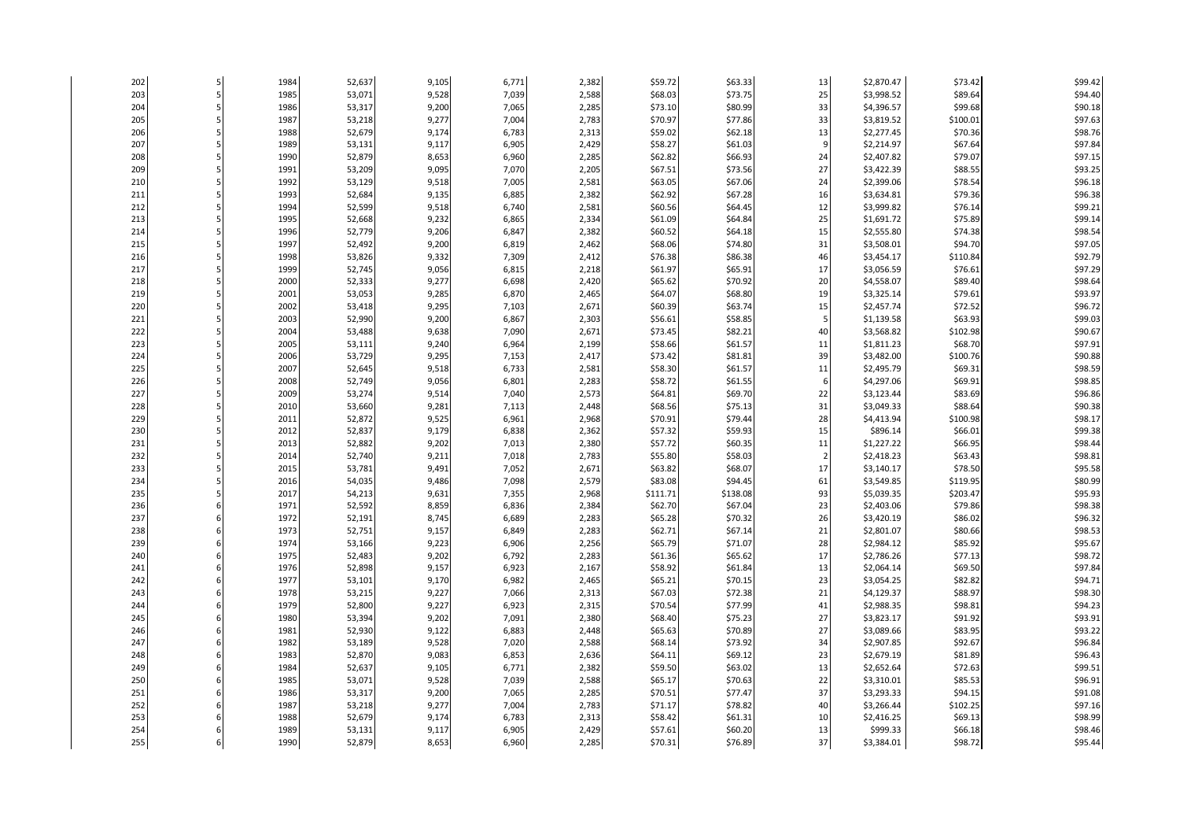|  |  |  |  |  |  |  |  |  |  |  |  |  |
|---|---|---|---|---|---|---|---|---|---|---|---|---|
| 202 | 5 | 1984 | 52,637 | 9,105 | 6,771 | 2,382 | $59.72 | $63.33 | 13 | $2,870.47 | $73.42 | $99.42 |
| 203 | 5 | 1985 | 53,071 | 9,528 | 7,039 | 2,588 | $68.03 | $73.75 | 25 | $3,998.52 | $89.64 | $94.40 |
| 204 | 5 | 1986 | 53,317 | 9,200 | 7,065 | 2,285 | $73.10 | $80.99 | 33 | $4,396.57 | $99.68 | $90.18 |
| 205 | 5 | 1987 | 53,218 | 9,277 | 7,004 | 2,783 | $70.97 | $77.86 | 33 | $3,819.52 | $100.01 | $97.63 |
| 206 | 5 | 1988 | 52,679 | 9,174 | 6,783 | 2,313 | $59.02 | $62.18 | 13 | $2,277.45 | $70.36 | $98.76 |
| 207 | 5 | 1989 | 53,131 | 9,117 | 6,905 | 2,429 | $58.27 | $61.03 | 9 | $2,214.97 | $67.64 | $97.84 |
| 208 | 5 | 1990 | 52,879 | 8,653 | 6,960 | 2,285 | $62.82 | $66.93 | 24 | $2,407.82 | $79.07 | $97.15 |
| 209 | 5 | 1991 | 53,209 | 9,095 | 7,070 | 2,205 | $67.51 | $73.56 | 27 | $3,422.39 | $88.55 | $93.25 |
| 210 | 5 | 1992 | 53,129 | 9,518 | 7,005 | 2,581 | $63.05 | $67.06 | 24 | $2,399.06 | $78.54 | $96.18 |
| 211 | 5 | 1993 | 52,684 | 9,135 | 6,885 | 2,382 | $62.92 | $67.28 | 16 | $3,634.81 | $79.36 | $96.38 |
| 212 | 5 | 1994 | 52,599 | 9,518 | 6,740 | 2,581 | $60.56 | $64.45 | 12 | $3,999.82 | $76.14 | $99.21 |
| 213 | 5 | 1995 | 52,668 | 9,232 | 6,865 | 2,334 | $61.09 | $64.84 | 25 | $1,691.72 | $75.89 | $99.14 |
| 214 | 5 | 1996 | 52,779 | 9,206 | 6,847 | 2,382 | $60.52 | $64.18 | 15 | $2,555.80 | $74.38 | $98.54 |
| 215 | 5 | 1997 | 52,492 | 9,200 | 6,819 | 2,462 | $68.06 | $74.80 | 31 | $3,508.01 | $94.70 | $97.05 |
| 216 | 5 | 1998 | 53,826 | 9,332 | 7,309 | 2,412 | $76.38 | $86.38 | 46 | $3,454.17 | $110.84 | $92.79 |
| 217 | 5 | 1999 | 52,745 | 9,056 | 6,815 | 2,218 | $61.97 | $65.91 | 17 | $3,056.59 | $76.61 | $97.29 |
| 218 | 5 | 2000 | 52,333 | 9,277 | 6,698 | 2,420 | $65.62 | $70.92 | 20 | $4,558.07 | $89.40 | $98.64 |
| 219 | 5 | 2001 | 53,053 | 9,285 | 6,870 | 2,465 | $64.07 | $68.80 | 19 | $3,325.14 | $79.61 | $93.97 |
| 220 | 5 | 2002 | 53,418 | 9,295 | 7,103 | 2,671 | $60.39 | $63.74 | 15 | $2,457.74 | $72.52 | $96.72 |
| 221 | 5 | 2003 | 52,990 | 9,200 | 6,867 | 2,303 | $56.61 | $58.85 | 5 | $1,139.58 | $63.93 | $99.03 |
| 222 | 5 | 2004 | 53,488 | 9,638 | 7,090 | 2,671 | $73.45 | $82.21 | 40 | $3,568.82 | $102.98 | $90.67 |
| 223 | 5 | 2005 | 53,111 | 9,240 | 6,964 | 2,199 | $58.66 | $61.57 | 11 | $1,811.23 | $68.70 | $97.91 |
| 224 | 5 | 2006 | 53,729 | 9,295 | 7,153 | 2,417 | $73.42 | $81.81 | 39 | $3,482.00 | $100.76 | $90.88 |
| 225 | 5 | 2007 | 52,645 | 9,518 | 6,733 | 2,581 | $58.30 | $61.57 | 11 | $2,495.79 | $69.31 | $98.59 |
| 226 | 5 | 2008 | 52,749 | 9,056 | 6,801 | 2,283 | $58.72 | $61.55 | 6 | $4,297.06 | $69.91 | $98.85 |
| 227 | 5 | 2009 | 53,274 | 9,514 | 7,040 | 2,573 | $64.81 | $69.70 | 22 | $3,123.44 | $83.69 | $96.86 |
| 228 | 5 | 2010 | 53,660 | 9,281 | 7,113 | 2,448 | $68.56 | $75.13 | 31 | $3,049.33 | $88.64 | $90.38 |
| 229 | 5 | 2011 | 52,872 | 9,525 | 6,961 | 2,968 | $70.91 | $79.44 | 28 | $4,413.94 | $100.98 | $98.17 |
| 230 | 5 | 2012 | 52,837 | 9,179 | 6,838 | 2,362 | $57.32 | $59.93 | 15 | $896.14 | $66.01 | $99.38 |
| 231 | 5 | 2013 | 52,882 | 9,202 | 7,013 | 2,380 | $57.72 | $60.35 | 11 | $1,227.22 | $66.95 | $98.44 |
| 232 | 5 | 2014 | 52,740 | 9,211 | 7,018 | 2,783 | $55.80 | $58.03 | 2 | $2,418.23 | $63.43 | $98.81 |
| 233 | 5 | 2015 | 53,781 | 9,491 | 7,052 | 2,671 | $63.82 | $68.07 | 17 | $3,140.17 | $78.50 | $95.58 |
| 234 | 5 | 2016 | 54,035 | 9,486 | 7,098 | 2,579 | $83.08 | $94.45 | 61 | $3,549.85 | $119.95 | $80.99 |
| 235 | 5 | 2017 | 54,213 | 9,631 | 7,355 | 2,968 | $111.71 | $138.08 | 93 | $5,039.35 | $203.47 | $95.93 |
| 236 | 6 | 1971 | 52,592 | 8,859 | 6,836 | 2,384 | $62.70 | $67.04 | 23 | $2,403.06 | $79.86 | $98.38 |
| 237 | 6 | 1972 | 52,191 | 8,745 | 6,689 | 2,283 | $65.28 | $70.32 | 26 | $3,420.19 | $86.02 | $96.32 |
| 238 | 6 | 1973 | 52,751 | 9,157 | 6,849 | 2,283 | $62.71 | $67.14 | 21 | $2,801.07 | $80.66 | $98.53 |
| 239 | 6 | 1974 | 53,166 | 9,223 | 6,906 | 2,256 | $65.79 | $71.07 | 28 | $2,984.12 | $85.92 | $95.67 |
| 240 | 6 | 1975 | 52,483 | 9,202 | 6,792 | 2,283 | $61.36 | $65.62 | 17 | $2,786.26 | $77.13 | $98.72 |
| 241 | 6 | 1976 | 52,898 | 9,157 | 6,923 | 2,167 | $58.92 | $61.84 | 13 | $2,064.14 | $69.50 | $97.84 |
| 242 | 6 | 1977 | 53,101 | 9,170 | 6,982 | 2,465 | $65.21 | $70.15 | 23 | $3,054.25 | $82.82 | $94.71 |
| 243 | 6 | 1978 | 53,215 | 9,227 | 7,066 | 2,313 | $67.03 | $72.38 | 21 | $4,129.37 | $88.97 | $98.30 |
| 244 | 6 | 1979 | 52,800 | 9,227 | 6,923 | 2,315 | $70.54 | $77.99 | 41 | $2,988.35 | $98.81 | $94.23 |
| 245 | 6 | 1980 | 53,394 | 9,202 | 7,091 | 2,380 | $68.40 | $75.23 | 27 | $3,823.17 | $91.92 | $93.91 |
| 246 | 6 | 1981 | 52,930 | 9,122 | 6,883 | 2,448 | $65.63 | $70.89 | 27 | $3,089.66 | $83.95 | $93.22 |
| 247 | 6 | 1982 | 53,189 | 9,528 | 7,020 | 2,588 | $68.14 | $73.92 | 34 | $2,907.85 | $92.67 | $96.84 |
| 248 | 6 | 1983 | 52,870 | 9,083 | 6,853 | 2,636 | $64.11 | $69.12 | 23 | $2,679.19 | $81.89 | $96.43 |
| 249 | 6 | 1984 | 52,637 | 9,105 | 6,771 | 2,382 | $59.50 | $63.02 | 13 | $2,652.64 | $72.63 | $99.51 |
| 250 | 6 | 1985 | 53,071 | 9,528 | 7,039 | 2,588 | $65.17 | $70.63 | 22 | $3,310.01 | $85.53 | $96.91 |
| 251 | 6 | 1986 | 53,317 | 9,200 | 7,065 | 2,285 | $70.51 | $77.47 | 37 | $3,293.33 | $94.15 | $91.08 |
| 252 | 6 | 1987 | 53,218 | 9,277 | 7,004 | 2,783 | $71.17 | $78.82 | 40 | $3,266.44 | $102.25 | $97.16 |
| 253 | 6 | 1988 | 52,679 | 9,174 | 6,783 | 2,313 | $58.42 | $61.31 | 10 | $2,416.25 | $69.13 | $98.99 |
| 254 | 6 | 1989 | 53,131 | 9,117 | 6,905 | 2,429 | $57.61 | $60.20 | 13 | $999.33 | $66.18 | $98.46 |
| 255 | 6 | 1990 | 52,879 | 8,653 | 6,960 | 2,285 | $70.31 | $76.89 | 37 | $3,384.01 | $98.72 | $95.44 |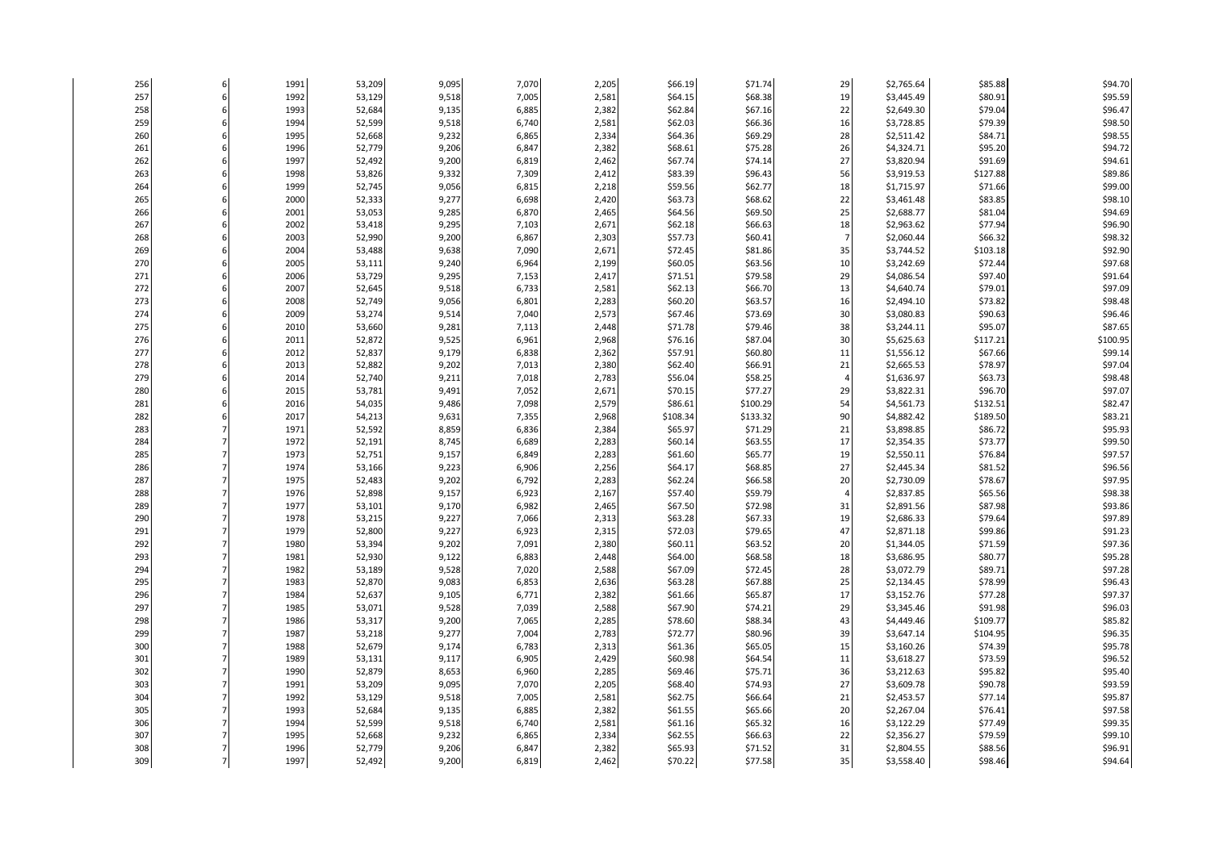| | | | | | | | | | | | | |
|---|---|---|---|---|---|---|---|---|---|---|---|---|
| 256 | 6 | 1991 | 53,209 | 9,095 | 7,070 | 2,205 | $66.19 | $71.74 | 29 | $2,765.64 | $85.88 | $94.70 |
| 257 | 6 | 1992 | 53,129 | 9,518 | 7,005 | 2,581 | $64.15 | $68.38 | 19 | $3,445.49 | $80.91 | $95.59 |
| 258 | 6 | 1993 | 52,684 | 9,135 | 6,885 | 2,382 | $62.84 | $67.16 | 22 | $2,649.30 | $79.04 | $96.47 |
| 259 | 6 | 1994 | 52,599 | 9,518 | 6,740 | 2,581 | $62.03 | $66.36 | 16 | $3,728.85 | $79.39 | $98.50 |
| 260 | 6 | 1995 | 52,668 | 9,232 | 6,865 | 2,334 | $64.36 | $69.29 | 28 | $2,511.42 | $84.71 | $98.55 |
| 261 | 6 | 1996 | 52,779 | 9,206 | 6,847 | 2,382 | $68.61 | $75.28 | 26 | $4,324.71 | $95.20 | $94.72 |
| 262 | 6 | 1997 | 52,492 | 9,200 | 6,819 | 2,462 | $67.74 | $74.14 | 27 | $3,820.94 | $91.69 | $94.61 |
| 263 | 6 | 1998 | 53,826 | 9,332 | 7,309 | 2,412 | $83.39 | $96.43 | 56 | $3,919.53 | $127.88 | $89.86 |
| 264 | 6 | 1999 | 52,745 | 9,056 | 6,815 | 2,218 | $59.56 | $62.77 | 18 | $1,715.97 | $71.66 | $99.00 |
| 265 | 6 | 2000 | 52,333 | 9,277 | 6,698 | 2,420 | $63.73 | $68.62 | 22 | $3,461.48 | $83.85 | $98.10 |
| 266 | 6 | 2001 | 53,053 | 9,285 | 6,870 | 2,465 | $64.56 | $69.50 | 25 | $2,688.77 | $81.04 | $94.69 |
| 267 | 6 | 2002 | 53,418 | 9,295 | 7,103 | 2,671 | $62.18 | $66.63 | 18 | $2,963.62 | $77.94 | $96.90 |
| 268 | 6 | 2003 | 52,990 | 9,200 | 6,867 | 2,303 | $57.73 | $60.41 | 7 | $2,060.44 | $66.32 | $98.32 |
| 269 | 6 | 2004 | 53,488 | 9,638 | 7,090 | 2,671 | $72.45 | $81.86 | 35 | $3,744.52 | $103.18 | $92.90 |
| 270 | 6 | 2005 | 53,111 | 9,240 | 6,964 | 2,199 | $60.05 | $63.56 | 10 | $3,242.69 | $72.44 | $97.68 |
| 271 | 6 | 2006 | 53,729 | 9,295 | 7,153 | 2,417 | $71.51 | $79.58 | 29 | $4,086.54 | $97.40 | $91.64 |
| 272 | 6 | 2007 | 52,645 | 9,518 | 6,733 | 2,581 | $62.13 | $66.70 | 13 | $4,640.74 | $79.01 | $97.09 |
| 273 | 6 | 2008 | 52,749 | 9,056 | 6,801 | 2,283 | $60.20 | $63.57 | 16 | $2,494.10 | $73.82 | $98.48 |
| 274 | 6 | 2009 | 53,274 | 9,514 | 7,040 | 2,573 | $67.46 | $73.69 | 30 | $3,080.83 | $90.63 | $96.46 |
| 275 | 6 | 2010 | 53,660 | 9,281 | 7,113 | 2,448 | $71.78 | $79.46 | 38 | $3,244.11 | $95.07 | $87.65 |
| 276 | 6 | 2011 | 52,872 | 9,525 | 6,961 | 2,968 | $76.16 | $87.04 | 30 | $5,625.63 | $117.21 | $100.95 |
| 277 | 6 | 2012 | 52,837 | 9,179 | 6,838 | 2,362 | $57.91 | $60.80 | 11 | $1,556.12 | $67.66 | $99.14 |
| 278 | 6 | 2013 | 52,882 | 9,202 | 7,013 | 2,380 | $62.40 | $66.91 | 21 | $2,665.53 | $78.97 | $97.04 |
| 279 | 6 | 2014 | 52,740 | 9,211 | 7,018 | 2,783 | $56.04 | $58.25 | 4 | $1,636.97 | $63.73 | $98.48 |
| 280 | 6 | 2015 | 53,781 | 9,491 | 7,052 | 2,671 | $70.15 | $77.27 | 29 | $3,822.31 | $96.70 | $97.07 |
| 281 | 6 | 2016 | 54,035 | 9,486 | 7,098 | 2,579 | $86.61 | $100.29 | 54 | $4,561.73 | $132.51 | $82.47 |
| 282 | 6 | 2017 | 54,213 | 9,631 | 7,355 | 2,968 | $108.34 | $133.32 | 90 | $4,882.42 | $189.50 | $83.21 |
| 283 | 7 | 1971 | 52,592 | 8,859 | 6,836 | 2,384 | $65.97 | $71.29 | 21 | $3,898.85 | $86.72 | $95.93 |
| 284 | 7 | 1972 | 52,191 | 8,745 | 6,689 | 2,283 | $60.14 | $63.55 | 17 | $2,354.35 | $73.77 | $99.50 |
| 285 | 7 | 1973 | 52,751 | 9,157 | 6,849 | 2,283 | $61.60 | $65.77 | 19 | $2,550.11 | $76.84 | $97.57 |
| 286 | 7 | 1974 | 53,166 | 9,223 | 6,906 | 2,256 | $64.17 | $68.85 | 27 | $2,445.34 | $81.52 | $96.56 |
| 287 | 7 | 1975 | 52,483 | 9,202 | 6,792 | 2,283 | $62.24 | $66.58 | 20 | $2,730.09 | $78.67 | $97.95 |
| 288 | 7 | 1976 | 52,898 | 9,157 | 6,923 | 2,167 | $57.40 | $59.79 | 4 | $2,837.85 | $65.56 | $98.38 |
| 289 | 7 | 1977 | 53,101 | 9,170 | 6,982 | 2,465 | $67.50 | $72.98 | 31 | $2,891.56 | $87.98 | $93.86 |
| 290 | 7 | 1978 | 53,215 | 9,227 | 7,066 | 2,313 | $63.28 | $67.33 | 19 | $2,686.33 | $79.64 | $97.89 |
| 291 | 7 | 1979 | 52,800 | 9,227 | 6,923 | 2,315 | $72.03 | $79.65 | 47 | $2,871.18 | $99.86 | $91.23 |
| 292 | 7 | 1980 | 53,394 | 9,202 | 7,091 | 2,380 | $60.11 | $63.52 | 20 | $1,344.05 | $71.59 | $97.36 |
| 293 | 7 | 1981 | 52,930 | 9,122 | 6,883 | 2,448 | $64.00 | $68.58 | 18 | $3,686.95 | $80.77 | $95.28 |
| 294 | 7 | 1982 | 53,189 | 9,528 | 7,020 | 2,588 | $67.09 | $72.45 | 28 | $3,072.79 | $89.71 | $97.28 |
| 295 | 7 | 1983 | 52,870 | 9,083 | 6,853 | 2,636 | $63.28 | $67.88 | 25 | $2,134.45 | $78.99 | $96.43 |
| 296 | 7 | 1984 | 52,637 | 9,105 | 6,771 | 2,382 | $61.66 | $65.87 | 17 | $3,152.76 | $77.28 | $97.37 |
| 297 | 7 | 1985 | 53,071 | 9,528 | 7,039 | 2,588 | $67.90 | $74.21 | 29 | $3,345.46 | $91.98 | $96.03 |
| 298 | 7 | 1986 | 53,317 | 9,200 | 7,065 | 2,285 | $78.60 | $88.34 | 43 | $4,449.46 | $109.77 | $85.82 |
| 299 | 7 | 1987 | 53,218 | 9,277 | 7,004 | 2,783 | $72.77 | $80.96 | 39 | $3,647.14 | $104.95 | $96.35 |
| 300 | 7 | 1988 | 52,679 | 9,174 | 6,783 | 2,313 | $61.36 | $65.05 | 15 | $3,160.26 | $74.39 | $95.78 |
| 301 | 7 | 1989 | 53,131 | 9,117 | 6,905 | 2,429 | $60.98 | $64.54 | 11 | $3,618.27 | $73.59 | $96.52 |
| 302 | 7 | 1990 | 52,879 | 8,653 | 6,960 | 2,285 | $69.46 | $75.71 | 36 | $3,212.63 | $95.82 | $95.40 |
| 303 | 7 | 1991 | 53,209 | 9,095 | 7,070 | 2,205 | $68.40 | $74.93 | 27 | $3,609.78 | $90.78 | $93.59 |
| 304 | 7 | 1992 | 53,129 | 9,518 | 7,005 | 2,581 | $62.75 | $66.64 | 21 | $2,453.57 | $77.14 | $95.87 |
| 305 | 7 | 1993 | 52,684 | 9,135 | 6,885 | 2,382 | $61.55 | $65.66 | 20 | $2,267.04 | $76.41 | $97.58 |
| 306 | 7 | 1994 | 52,599 | 9,518 | 6,740 | 2,581 | $61.16 | $65.32 | 16 | $3,122.29 | $77.49 | $99.35 |
| 307 | 7 | 1995 | 52,668 | 9,232 | 6,865 | 2,334 | $62.55 | $66.63 | 22 | $2,356.27 | $79.59 | $99.10 |
| 308 | 7 | 1996 | 52,779 | 9,206 | 6,847 | 2,382 | $65.93 | $71.52 | 31 | $2,804.55 | $88.56 | $96.91 |
| 309 | 7 | 1997 | 52,492 | 9,200 | 6,819 | 2,462 | $70.22 | $77.58 | 35 | $3,558.40 | $98.46 | $94.64 |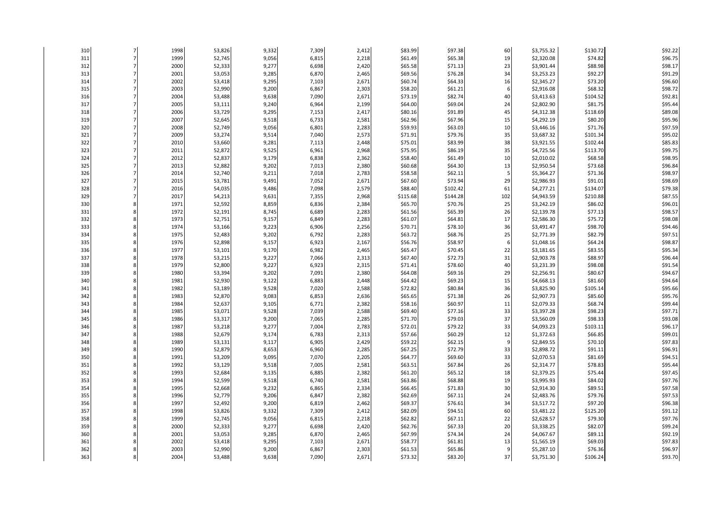| | | | | | | | | | | | | |
|---|---|---|---|---|---|---|---|---|---|---|---|---|
| 310 | 7 | 1998 | 53,826 | 9,332 | 7,309 | 2,412 | $83.99 | $97.38 | 60 | $3,755.32 | $130.72 | $92.22 |
| 311 | 7 | 1999 | 52,745 | 9,056 | 6,815 | 2,218 | $61.49 | $65.38 | 19 | $2,320.08 | $74.82 | $96.75 |
| 312 | 7 | 2000 | 52,333 | 9,277 | 6,698 | 2,420 | $65.58 | $71.13 | 23 | $3,901.44 | $88.98 | $98.17 |
| 313 | 7 | 2001 | 53,053 | 9,285 | 6,870 | 2,465 | $69.56 | $76.28 | 34 | $3,253.23 | $92.27 | $91.29 |
| 314 | 7 | 2002 | 53,418 | 9,295 | 7,103 | 2,671 | $60.74 | $64.33 | 16 | $2,345.27 | $73.20 | $96.60 |
| 315 | 7 | 2003 | 52,990 | 9,200 | 6,867 | 2,303 | $58.20 | $61.21 | 6 | $2,916.08 | $68.32 | $98.72 |
| 316 | 7 | 2004 | 53,488 | 9,638 | 7,090 | 2,671 | $73.19 | $82.74 | 40 | $3,413.63 | $104.52 | $92.81 |
| 317 | 7 | 2005 | 53,111 | 9,240 | 6,964 | 2,199 | $64.00 | $69.04 | 24 | $2,802.90 | $81.75 | $95.44 |
| 318 | 7 | 2006 | 53,729 | 9,295 | 7,153 | 2,417 | $80.16 | $91.89 | 45 | $4,312.38 | $118.69 | $89.08 |
| 319 | 7 | 2007 | 52,645 | 9,518 | 6,733 | 2,581 | $62.96 | $67.96 | 15 | $4,292.19 | $80.20 | $95.96 |
| 320 | 7 | 2008 | 52,749 | 9,056 | 6,801 | 2,283 | $59.93 | $63.03 | 10 | $3,446.16 | $71.76 | $97.59 |
| 321 | 7 | 2009 | 53,274 | 9,514 | 7,040 | 2,573 | $71.91 | $79.76 | 35 | $3,687.32 | $101.34 | $95.02 |
| 322 | 7 | 2010 | 53,660 | 9,281 | 7,113 | 2,448 | $75.01 | $83.99 | 38 | $3,921.55 | $102.44 | $85.83 |
| 323 | 7 | 2011 | 52,872 | 9,525 | 6,961 | 2,968 | $75.95 | $86.19 | 35 | $4,725.56 | $113.70 | $99.75 |
| 324 | 7 | 2012 | 52,837 | 9,179 | 6,838 | 2,362 | $58.40 | $61.49 | 10 | $2,010.02 | $68.58 | $98.95 |
| 325 | 7 | 2013 | 52,882 | 9,202 | 7,013 | 2,380 | $60.68 | $64.30 | 13 | $2,950.54 | $73.68 | $96.84 |
| 326 | 7 | 2014 | 52,740 | 9,211 | 7,018 | 2,783 | $58.58 | $62.11 | 5 | $5,364.27 | $71.36 | $98.97 |
| 327 | 7 | 2015 | 53,781 | 9,491 | 7,052 | 2,671 | $67.60 | $73.94 | 29 | $2,986.93 | $91.01 | $98.69 |
| 328 | 7 | 2016 | 54,035 | 9,486 | 7,098 | 2,579 | $88.40 | $102.42 | 61 | $4,277.21 | $134.07 | $79.38 |
| 329 | 7 | 2017 | 54,213 | 9,631 | 7,355 | 2,968 | $115.68 | $144.28 | 102 | $4,943.59 | $210.88 | $87.55 |
| 330 | 8 | 1971 | 52,592 | 8,859 | 6,836 | 2,384 | $65.70 | $70.76 | 25 | $3,242.19 | $86.02 | $96.01 |
| 331 | 8 | 1972 | 52,191 | 8,745 | 6,689 | 2,283 | $61.56 | $65.39 | 26 | $2,139.78 | $77.13 | $98.57 |
| 332 | 8 | 1973 | 52,751 | 9,157 | 6,849 | 2,283 | $61.07 | $64.81 | 17 | $2,586.30 | $75.72 | $98.08 |
| 333 | 8 | 1974 | 53,166 | 9,223 | 6,906 | 2,256 | $70.71 | $78.10 | 36 | $3,491.47 | $98.70 | $94.46 |
| 334 | 8 | 1975 | 52,483 | 9,202 | 6,792 | 2,283 | $63.72 | $68.76 | 25 | $2,771.39 | $82.79 | $97.51 |
| 335 | 8 | 1976 | 52,898 | 9,157 | 6,923 | 2,167 | $56.76 | $58.97 | 6 | $1,048.16 | $64.24 | $98.87 |
| 336 | 8 | 1977 | 53,101 | 9,170 | 6,982 | 2,465 | $65.47 | $70.45 | 22 | $3,181.65 | $83.55 | $95.34 |
| 337 | 8 | 1978 | 53,215 | 9,227 | 7,066 | 2,313 | $67.40 | $72.73 | 31 | $2,903.78 | $88.97 | $96.44 |
| 338 | 8 | 1979 | 52,800 | 9,227 | 6,923 | 2,315 | $71.41 | $78.60 | 40 | $3,231.39 | $98.08 | $91.54 |
| 339 | 8 | 1980 | 53,394 | 9,202 | 7,091 | 2,380 | $64.08 | $69.16 | 29 | $2,256.91 | $80.67 | $94.67 |
| 340 | 8 | 1981 | 52,930 | 9,122 | 6,883 | 2,448 | $64.42 | $69.23 | 15 | $4,668.13 | $81.60 | $94.64 |
| 341 | 8 | 1982 | 53,189 | 9,528 | 7,020 | 2,588 | $72.82 | $80.84 | 36 | $3,825.90 | $105.14 | $95.66 |
| 342 | 8 | 1983 | 52,870 | 9,083 | 6,853 | 2,636 | $65.65 | $71.38 | 26 | $2,907.73 | $85.60 | $95.76 |
| 343 | 8 | 1984 | 52,637 | 9,105 | 6,771 | 2,382 | $58.16 | $60.97 | 11 | $2,079.33 | $68.74 | $99.44 |
| 344 | 8 | 1985 | 53,071 | 9,528 | 7,039 | 2,588 | $69.40 | $77.16 | 33 | $3,397.28 | $98.23 | $97.71 |
| 345 | 8 | 1986 | 53,317 | 9,200 | 7,065 | 2,285 | $71.70 | $79.03 | 37 | $3,560.09 | $98.33 | $93.08 |
| 346 | 8 | 1987 | 53,218 | 9,277 | 7,004 | 2,783 | $72.01 | $79.22 | 33 | $4,093.23 | $103.11 | $96.17 |
| 347 | 8 | 1988 | 52,679 | 9,174 | 6,783 | 2,313 | $57.66 | $60.29 | 12 | $1,372.63 | $66.85 | $99.01 |
| 348 | 8 | 1989 | 53,131 | 9,117 | 6,905 | 2,429 | $59.22 | $62.15 | 9 | $2,849.55 | $70.10 | $97.83 |
| 349 | 8 | 1990 | 52,879 | 8,653 | 6,960 | 2,285 | $67.25 | $72.79 | 33 | $2,898.72 | $91.11 | $96.91 |
| 350 | 8 | 1991 | 53,209 | 9,095 | 7,070 | 2,205 | $64.77 | $69.60 | 33 | $2,070.53 | $81.69 | $94.51 |
| 351 | 8 | 1992 | 53,129 | 9,518 | 7,005 | 2,581 | $63.51 | $67.84 | 26 | $2,314.77 | $78.83 | $95.44 |
| 352 | 8 | 1993 | 52,684 | 9,135 | 6,885 | 2,382 | $61.20 | $65.12 | 18 | $2,379.25 | $75.44 | $97.45 |
| 353 | 8 | 1994 | 52,599 | 9,518 | 6,740 | 2,581 | $63.86 | $68.88 | 19 | $3,995.93 | $84.02 | $97.76 |
| 354 | 8 | 1995 | 52,668 | 9,232 | 6,865 | 2,334 | $66.45 | $71.83 | 30 | $2,914.30 | $89.51 | $97.58 |
| 355 | 8 | 1996 | 52,779 | 9,206 | 6,847 | 2,382 | $62.69 | $67.11 | 24 | $2,483.76 | $79.76 | $97.53 |
| 356 | 8 | 1997 | 52,492 | 9,200 | 6,819 | 2,462 | $69.37 | $76.61 | 34 | $3,517.72 | $97.20 | $96.38 |
| 357 | 8 | 1998 | 53,826 | 9,332 | 7,309 | 2,412 | $82.09 | $94.51 | 60 | $3,481.22 | $125.20 | $91.12 |
| 358 | 8 | 1999 | 52,745 | 9,056 | 6,815 | 2,218 | $62.82 | $67.11 | 22 | $2,628.57 | $79.30 | $97.76 |
| 359 | 8 | 2000 | 52,333 | 9,277 | 6,698 | 2,420 | $62.76 | $67.33 | 20 | $3,338.25 | $82.07 | $99.24 |
| 360 | 8 | 2001 | 53,053 | 9,285 | 6,870 | 2,465 | $67.99 | $74.34 | 24 | $4,067.67 | $89.11 | $92.19 |
| 361 | 8 | 2002 | 53,418 | 9,295 | 7,103 | 2,671 | $58.77 | $61.81 | 13 | $1,565.19 | $69.03 | $97.83 |
| 362 | 8 | 2003 | 52,990 | 9,200 | 6,867 | 2,303 | $61.53 | $65.86 | 9 | $5,287.10 | $76.36 | $96.97 |
| 363 | 8 | 2004 | 53,488 | 9,638 | 7,090 | 2,671 | $73.32 | $83.20 | 37 | $3,751.30 | $106.24 | $93.70 |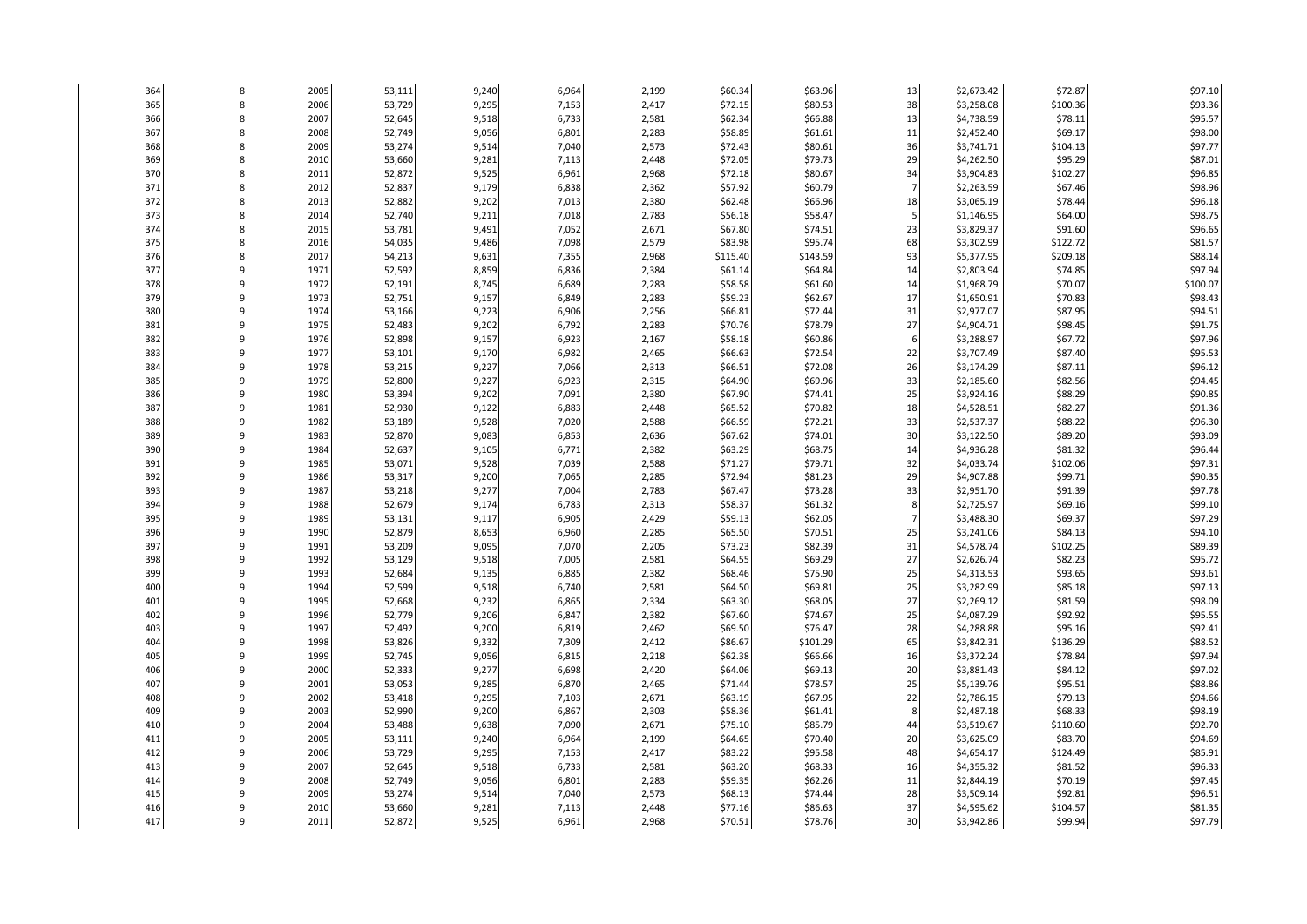| | | | | | | | | | | | | |
|---|---|---|---|---|---|---|---|---|---|---|---|---|
| 364 | 8 | 2005 | 53,111 | 9,240 | 6,964 | 2,199 | $60.34 | $63.96 | 13 | $2,673.42 | $72.87 | $97.10 |
| 365 | 8 | 2006 | 53,729 | 9,295 | 7,153 | 2,417 | $72.15 | $80.53 | 38 | $3,258.08 | $100.36 | $93.36 |
| 366 | 8 | 2007 | 52,645 | 9,518 | 6,733 | 2,581 | $62.34 | $66.88 | 13 | $4,738.59 | $78.11 | $95.57 |
| 367 | 8 | 2008 | 52,749 | 9,056 | 6,801 | 2,283 | $58.89 | $61.61 | 11 | $2,452.40 | $69.17 | $98.00 |
| 368 | 8 | 2009 | 53,274 | 9,514 | 7,040 | 2,573 | $72.43 | $80.61 | 36 | $3,741.71 | $104.13 | $97.77 |
| 369 | 8 | 2010 | 53,660 | 9,281 | 7,113 | 2,448 | $72.05 | $79.73 | 29 | $4,262.50 | $95.29 | $87.01 |
| 370 | 8 | 2011 | 52,872 | 9,525 | 6,961 | 2,968 | $72.18 | $80.67 | 34 | $3,904.83 | $102.27 | $96.85 |
| 371 | 8 | 2012 | 52,837 | 9,179 | 6,838 | 2,362 | $57.92 | $60.79 | 7 | $2,263.59 | $67.46 | $98.96 |
| 372 | 8 | 2013 | 52,882 | 9,202 | 7,013 | 2,380 | $62.48 | $66.96 | 18 | $3,065.19 | $78.44 | $96.18 |
| 373 | 8 | 2014 | 52,740 | 9,211 | 7,018 | 2,783 | $56.18 | $58.47 | 5 | $1,146.95 | $64.00 | $98.75 |
| 374 | 8 | 2015 | 53,781 | 9,491 | 7,052 | 2,671 | $67.80 | $74.51 | 23 | $3,829.37 | $91.60 | $96.65 |
| 375 | 8 | 2016 | 54,035 | 9,486 | 7,098 | 2,579 | $83.98 | $95.74 | 68 | $3,302.99 | $122.72 | $81.57 |
| 376 | 8 | 2017 | 54,213 | 9,631 | 7,355 | 2,968 | $115.40 | $143.59 | 93 | $5,377.95 | $209.18 | $88.14 |
| 377 | 9 | 1971 | 52,592 | 8,859 | 6,836 | 2,384 | $61.14 | $64.84 | 14 | $2,803.94 | $74.85 | $97.94 |
| 378 | 9 | 1972 | 52,191 | 8,745 | 6,689 | 2,283 | $58.58 | $61.60 | 14 | $1,968.79 | $70.07 | $100.07 |
| 379 | 9 | 1973 | 52,751 | 9,157 | 6,849 | 2,283 | $59.23 | $62.67 | 17 | $1,650.91 | $70.83 | $98.43 |
| 380 | 9 | 1974 | 53,166 | 9,223 | 6,906 | 2,256 | $66.81 | $72.44 | 31 | $2,977.07 | $87.95 | $94.51 |
| 381 | 9 | 1975 | 52,483 | 9,202 | 6,792 | 2,283 | $70.76 | $78.79 | 27 | $4,904.71 | $98.45 | $91.75 |
| 382 | 9 | 1976 | 52,898 | 9,157 | 6,923 | 2,167 | $58.18 | $60.86 | 6 | $3,288.97 | $67.72 | $97.96 |
| 383 | 9 | 1977 | 53,101 | 9,170 | 6,982 | 2,465 | $66.63 | $72.54 | 22 | $3,707.49 | $87.40 | $95.53 |
| 384 | 9 | 1978 | 53,215 | 9,227 | 7,066 | 2,313 | $66.51 | $72.08 | 26 | $3,174.29 | $87.11 | $96.12 |
| 385 | 9 | 1979 | 52,800 | 9,227 | 6,923 | 2,315 | $64.90 | $69.96 | 33 | $2,185.60 | $82.56 | $94.45 |
| 386 | 9 | 1980 | 53,394 | 9,202 | 7,091 | 2,380 | $67.90 | $74.41 | 25 | $3,924.16 | $88.29 | $90.85 |
| 387 | 9 | 1981 | 52,930 | 9,122 | 6,883 | 2,448 | $65.52 | $70.82 | 18 | $4,528.51 | $82.27 | $91.36 |
| 388 | 9 | 1982 | 53,189 | 9,528 | 7,020 | 2,588 | $66.59 | $72.21 | 33 | $2,537.37 | $88.22 | $96.30 |
| 389 | 9 | 1983 | 52,870 | 9,083 | 6,853 | 2,636 | $67.62 | $74.01 | 30 | $3,122.50 | $89.20 | $93.09 |
| 390 | 9 | 1984 | 52,637 | 9,105 | 6,771 | 2,382 | $63.29 | $68.75 | 14 | $4,936.28 | $81.32 | $96.44 |
| 391 | 9 | 1985 | 53,071 | 9,528 | 7,039 | 2,588 | $71.27 | $79.71 | 32 | $4,033.74 | $102.06 | $97.31 |
| 392 | 9 | 1986 | 53,317 | 9,200 | 7,065 | 2,285 | $72.94 | $81.23 | 29 | $4,907.88 | $99.71 | $90.35 |
| 393 | 9 | 1987 | 53,218 | 9,277 | 7,004 | 2,783 | $67.47 | $73.28 | 33 | $2,951.70 | $91.39 | $97.78 |
| 394 | 9 | 1988 | 52,679 | 9,174 | 6,783 | 2,313 | $58.37 | $61.32 | 8 | $2,725.97 | $69.16 | $99.10 |
| 395 | 9 | 1989 | 53,131 | 9,117 | 6,905 | 2,429 | $59.13 | $62.05 | 7 | $3,488.30 | $69.37 | $97.29 |
| 396 | 9 | 1990 | 52,879 | 8,653 | 6,960 | 2,285 | $65.50 | $70.51 | 25 | $3,241.06 | $84.13 | $94.10 |
| 397 | 9 | 1991 | 53,209 | 9,095 | 7,070 | 2,205 | $73.23 | $82.39 | 31 | $4,578.74 | $102.25 | $89.39 |
| 398 | 9 | 1992 | 53,129 | 9,518 | 7,005 | 2,581 | $64.55 | $69.29 | 27 | $2,626.74 | $82.23 | $95.72 |
| 399 | 9 | 1993 | 52,684 | 9,135 | 6,885 | 2,382 | $68.46 | $75.90 | 25 | $4,313.53 | $93.65 | $93.61 |
| 400 | 9 | 1994 | 52,599 | 9,518 | 6,740 | 2,581 | $64.50 | $69.81 | 25 | $3,282.99 | $85.18 | $97.13 |
| 401 | 9 | 1995 | 52,668 | 9,232 | 6,865 | 2,334 | $63.30 | $68.05 | 27 | $2,269.12 | $81.59 | $98.09 |
| 402 | 9 | 1996 | 52,779 | 9,206 | 6,847 | 2,382 | $67.60 | $74.67 | 25 | $4,087.29 | $92.92 | $95.55 |
| 403 | 9 | 1997 | 52,492 | 9,200 | 6,819 | 2,462 | $69.50 | $76.47 | 28 | $4,288.88 | $95.16 | $92.41 |
| 404 | 9 | 1998 | 53,826 | 9,332 | 7,309 | 2,412 | $86.67 | $101.29 | 65 | $3,842.31 | $136.29 | $88.52 |
| 405 | 9 | 1999 | 52,745 | 9,056 | 6,815 | 2,218 | $62.38 | $66.66 | 16 | $3,372.24 | $78.84 | $97.94 |
| 406 | 9 | 2000 | 52,333 | 9,277 | 6,698 | 2,420 | $64.06 | $69.13 | 20 | $3,881.43 | $84.12 | $97.02 |
| 407 | 9 | 2001 | 53,053 | 9,285 | 6,870 | 2,465 | $71.44 | $78.57 | 25 | $5,139.76 | $95.51 | $88.86 |
| 408 | 9 | 2002 | 53,418 | 9,295 | 7,103 | 2,671 | $63.19 | $67.95 | 22 | $2,786.15 | $79.13 | $94.66 |
| 409 | 9 | 2003 | 52,990 | 9,200 | 6,867 | 2,303 | $58.36 | $61.41 | 8 | $2,487.18 | $68.33 | $98.19 |
| 410 | 9 | 2004 | 53,488 | 9,638 | 7,090 | 2,671 | $75.10 | $85.79 | 44 | $3,519.67 | $110.60 | $92.70 |
| 411 | 9 | 2005 | 53,111 | 9,240 | 6,964 | 2,199 | $64.65 | $70.40 | 20 | $3,625.09 | $83.70 | $94.69 |
| 412 | 9 | 2006 | 53,729 | 9,295 | 7,153 | 2,417 | $83.22 | $95.58 | 48 | $4,654.17 | $124.49 | $85.91 |
| 413 | 9 | 2007 | 52,645 | 9,518 | 6,733 | 2,581 | $63.20 | $68.33 | 16 | $4,355.32 | $81.52 | $96.33 |
| 414 | 9 | 2008 | 52,749 | 9,056 | 6,801 | 2,283 | $59.35 | $62.26 | 11 | $2,844.19 | $70.19 | $97.45 |
| 415 | 9 | 2009 | 53,274 | 9,514 | 7,040 | 2,573 | $68.13 | $74.44 | 28 | $3,509.14 | $92.81 | $96.51 |
| 416 | 9 | 2010 | 53,660 | 9,281 | 7,113 | 2,448 | $77.16 | $86.63 | 37 | $4,595.62 | $104.57 | $81.35 |
| 417 | 9 | 2011 | 52,872 | 9,525 | 6,961 | 2,968 | $70.51 | $78.76 | 30 | $3,942.86 | $99.94 | $97.79 |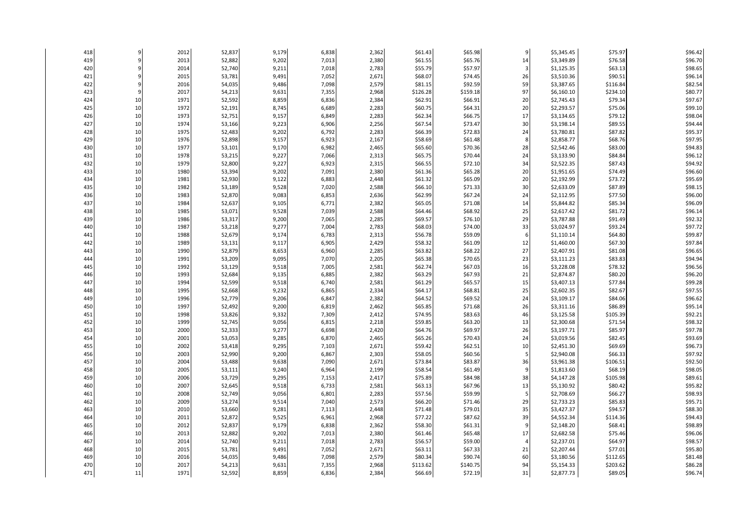| | | | | | | | | | | | | |
|---|---|---|---|---|---|---|---|---|---|---|---|---|
| 418 | 9 | 2012 | 52,837 | 9,179 | 6,838 | 2,362 | $61.43 | $65.98 | 9 | $5,345.45 | $75.97 | $96.42 |
| 419 | 9 | 2013 | 52,882 | 9,202 | 7,013 | 2,380 | $61.55 | $65.76 | 14 | $3,349.89 | $76.58 | $96.70 |
| 420 | 9 | 2014 | 52,740 | 9,211 | 7,018 | 2,783 | $55.79 | $57.97 | 3 | $1,125.35 | $63.13 | $98.65 |
| 421 | 9 | 2015 | 53,781 | 9,491 | 7,052 | 2,671 | $68.07 | $74.45 | 26 | $3,510.36 | $90.51 | $96.14 |
| 422 | 9 | 2016 | 54,035 | 9,486 | 7,098 | 2,579 | $81.15 | $92.59 | 59 | $3,387.65 | $116.84 | $82.54 |
| 423 | 9 | 2017 | 54,213 | 9,631 | 7,355 | 2,968 | $126.28 | $159.18 | 97 | $6,160.10 | $234.10 | $80.77 |
| 424 | 10 | 1971 | 52,592 | 8,859 | 6,836 | 2,384 | $62.91 | $66.91 | 20 | $2,745.43 | $79.34 | $97.67 |
| 425 | 10 | 1972 | 52,191 | 8,745 | 6,689 | 2,283 | $60.75 | $64.31 | 20 | $2,293.57 | $75.06 | $99.10 |
| 426 | 10 | 1973 | 52,751 | 9,157 | 6,849 | 2,283 | $62.34 | $66.75 | 17 | $3,134.65 | $79.12 | $98.04 |
| 427 | 10 | 1974 | 53,166 | 9,223 | 6,906 | 2,256 | $67.54 | $73.47 | 30 | $3,198.14 | $89.55 | $94.44 |
| 428 | 10 | 1975 | 52,483 | 9,202 | 6,792 | 2,283 | $66.39 | $72.83 | 24 | $3,780.81 | $87.82 | $95.37 |
| 429 | 10 | 1976 | 52,898 | 9,157 | 6,923 | 2,167 | $58.69 | $61.48 | 8 | $2,858.77 | $68.76 | $97.95 |
| 430 | 10 | 1977 | 53,101 | 9,170 | 6,982 | 2,465 | $65.60 | $70.36 | 28 | $2,542.46 | $83.00 | $94.83 |
| 431 | 10 | 1978 | 53,215 | 9,227 | 7,066 | 2,313 | $65.75 | $70.44 | 24 | $3,133.90 | $84.84 | $96.12 |
| 432 | 10 | 1979 | 52,800 | 9,227 | 6,923 | 2,315 | $66.55 | $72.10 | 34 | $2,522.35 | $87.43 | $94.92 |
| 433 | 10 | 1980 | 53,394 | 9,202 | 7,091 | 2,380 | $61.36 | $65.28 | 20 | $1,951.65 | $74.49 | $96.60 |
| 434 | 10 | 1981 | 52,930 | 9,122 | 6,883 | 2,448 | $61.32 | $65.09 | 20 | $2,192.99 | $73.72 | $95.69 |
| 435 | 10 | 1982 | 53,189 | 9,528 | 7,020 | 2,588 | $66.10 | $71.33 | 30 | $2,633.09 | $87.89 | $98.15 |
| 436 | 10 | 1983 | 52,870 | 9,083 | 6,853 | 2,636 | $62.99 | $67.24 | 24 | $2,112.95 | $77.50 | $96.00 |
| 437 | 10 | 1984 | 52,637 | 9,105 | 6,771 | 2,382 | $65.05 | $71.08 | 14 | $5,844.82 | $85.34 | $96.09 |
| 438 | 10 | 1985 | 53,071 | 9,528 | 7,039 | 2,588 | $64.46 | $68.92 | 25 | $2,617.42 | $81.72 | $96.14 |
| 439 | 10 | 1986 | 53,317 | 9,200 | 7,065 | 2,285 | $69.57 | $76.10 | 29 | $3,787.88 | $91.49 | $92.32 |
| 440 | 10 | 1987 | 53,218 | 9,277 | 7,004 | 2,783 | $68.03 | $74.00 | 33 | $3,024.97 | $93.24 | $97.72 |
| 441 | 10 | 1988 | 52,679 | 9,174 | 6,783 | 2,313 | $56.78 | $59.09 | 6 | $1,110.14 | $64.80 | $99.87 |
| 442 | 10 | 1989 | 53,131 | 9,117 | 6,905 | 2,429 | $58.32 | $61.09 | 12 | $1,460.00 | $67.30 | $97.84 |
| 443 | 10 | 1990 | 52,879 | 8,653 | 6,960 | 2,285 | $63.82 | $68.22 | 27 | $2,407.91 | $81.08 | $96.65 |
| 444 | 10 | 1991 | 53,209 | 9,095 | 7,070 | 2,205 | $65.38 | $70.65 | 23 | $3,111.23 | $83.83 | $94.94 |
| 445 | 10 | 1992 | 53,129 | 9,518 | 7,005 | 2,581 | $62.74 | $67.03 | 16 | $3,228.08 | $78.32 | $96.56 |
| 446 | 10 | 1993 | 52,684 | 9,135 | 6,885 | 2,382 | $63.29 | $67.93 | 21 | $2,874.87 | $80.20 | $96.20 |
| 447 | 10 | 1994 | 52,599 | 9,518 | 6,740 | 2,581 | $61.29 | $65.57 | 15 | $3,407.13 | $77.84 | $99.28 |
| 448 | 10 | 1995 | 52,668 | 9,232 | 6,865 | 2,334 | $64.17 | $68.81 | 25 | $2,602.35 | $82.67 | $97.55 |
| 449 | 10 | 1996 | 52,779 | 9,206 | 6,847 | 2,382 | $64.52 | $69.52 | 24 | $3,109.17 | $84.06 | $96.62 |
| 450 | 10 | 1997 | 52,492 | 9,200 | 6,819 | 2,462 | $65.85 | $71.68 | 26 | $3,311.16 | $86.89 | $95.14 |
| 451 | 10 | 1998 | 53,826 | 9,332 | 7,309 | 2,412 | $74.95 | $83.63 | 46 | $3,125.58 | $105.39 | $92.21 |
| 452 | 10 | 1999 | 52,745 | 9,056 | 6,815 | 2,218 | $59.85 | $63.20 | 13 | $2,300.68 | $71.54 | $98.32 |
| 453 | 10 | 2000 | 52,333 | 9,277 | 6,698 | 2,420 | $64.76 | $69.97 | 26 | $3,197.71 | $85.97 | $97.78 |
| 454 | 10 | 2001 | 53,053 | 9,285 | 6,870 | 2,465 | $65.26 | $70.43 | 24 | $3,019.56 | $82.45 | $93.69 |
| 455 | 10 | 2002 | 53,418 | 9,295 | 7,103 | 2,671 | $59.42 | $62.51 | 10 | $2,451.30 | $69.69 | $96.73 |
| 456 | 10 | 2003 | 52,990 | 9,200 | 6,867 | 2,303 | $58.05 | $60.56 | 5 | $2,940.08 | $66.33 | $97.92 |
| 457 | 10 | 2004 | 53,488 | 9,638 | 7,090 | 2,671 | $73.84 | $83.87 | 36 | $3,961.38 | $106.51 | $92.50 |
| 458 | 10 | 2005 | 53,111 | 9,240 | 6,964 | 2,199 | $58.54 | $61.49 | 9 | $1,813.60 | $68.19 | $98.05 |
| 459 | 10 | 2006 | 53,729 | 9,295 | 7,153 | 2,417 | $75.89 | $84.98 | 38 | $4,147.28 | $105.98 | $89.61 |
| 460 | 10 | 2007 | 52,645 | 9,518 | 6,733 | 2,581 | $63.13 | $67.96 | 13 | $5,130.92 | $80.42 | $95.82 |
| 461 | 10 | 2008 | 52,749 | 9,056 | 6,801 | 2,283 | $57.56 | $59.99 | 5 | $2,708.69 | $66.27 | $98.93 |
| 462 | 10 | 2009 | 53,274 | 9,514 | 7,040 | 2,573 | $66.20 | $71.46 | 29 | $2,733.23 | $85.83 | $95.71 |
| 463 | 10 | 2010 | 53,660 | 9,281 | 7,113 | 2,448 | $71.48 | $79.01 | 35 | $3,427.37 | $94.57 | $88.30 |
| 464 | 10 | 2011 | 52,872 | 9,525 | 6,961 | 2,968 | $77.22 | $87.62 | 39 | $4,552.34 | $114.36 | $94.43 |
| 465 | 10 | 2012 | 52,837 | 9,179 | 6,838 | 2,362 | $58.30 | $61.31 | 9 | $2,148.20 | $68.41 | $98.89 |
| 466 | 10 | 2013 | 52,882 | 9,202 | 7,013 | 2,380 | $61.46 | $65.48 | 17 | $2,682.58 | $75.46 | $96.06 |
| 467 | 10 | 2014 | 52,740 | 9,211 | 7,018 | 2,783 | $56.57 | $59.00 | 4 | $2,237.01 | $64.97 | $98.57 |
| 468 | 10 | 2015 | 53,781 | 9,491 | 7,052 | 2,671 | $63.11 | $67.33 | 21 | $2,207.44 | $77.01 | $95.80 |
| 469 | 10 | 2016 | 54,035 | 9,486 | 7,098 | 2,579 | $80.34 | $90.74 | 60 | $3,180.56 | $112.65 | $81.48 |
| 470 | 10 | 2017 | 54,213 | 9,631 | 7,355 | 2,968 | $113.62 | $140.75 | 94 | $5,154.33 | $203.62 | $86.28 |
| 471 | 11 | 1971 | 52,592 | 8,859 | 6,836 | 2,384 | $66.69 | $72.19 | 31 | $2,877.73 | $89.05 | $96.74 |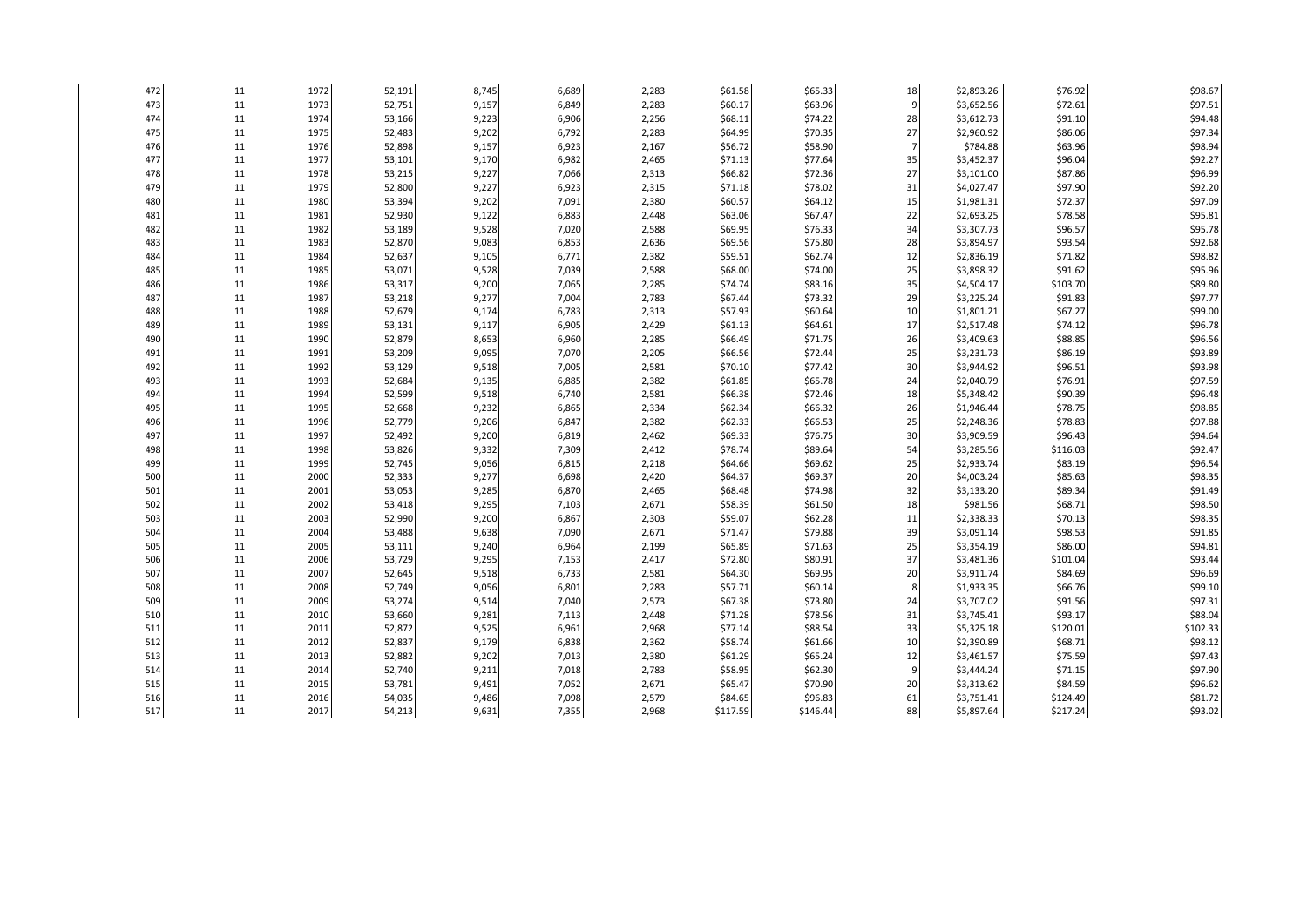| | | | | | | | | | | | | |
|---|---|---|---|---|---|---|---|---|---|---|---|---|
| 472 | 11 | 1972 | 52,191 | 8,745 | 6,689 | 2,283 | $61.58 | $65.33 | 18 | $2,893.26 | $76.92 | $98.67 |
| 473 | 11 | 1973 | 52,751 | 9,157 | 6,849 | 2,283 | $60.17 | $63.96 | 9 | $3,652.56 | $72.61 | $97.51 |
| 474 | 11 | 1974 | 53,166 | 9,223 | 6,906 | 2,256 | $68.11 | $74.22 | 28 | $3,612.73 | $91.10 | $94.48 |
| 475 | 11 | 1975 | 52,483 | 9,202 | 6,792 | 2,283 | $64.99 | $70.35 | 27 | $2,960.92 | $86.06 | $97.34 |
| 476 | 11 | 1976 | 52,898 | 9,157 | 6,923 | 2,167 | $56.72 | $58.90 | 7 | $784.88 | $63.96 | $98.94 |
| 477 | 11 | 1977 | 53,101 | 9,170 | 6,982 | 2,465 | $71.13 | $77.64 | 35 | $3,452.37 | $96.04 | $92.27 |
| 478 | 11 | 1978 | 53,215 | 9,227 | 7,066 | 2,313 | $66.82 | $72.36 | 27 | $3,101.00 | $87.86 | $96.99 |
| 479 | 11 | 1979 | 52,800 | 9,227 | 6,923 | 2,315 | $71.18 | $78.02 | 31 | $4,027.47 | $97.90 | $92.20 |
| 480 | 11 | 1980 | 53,394 | 9,202 | 7,091 | 2,380 | $60.57 | $64.12 | 15 | $1,981.31 | $72.37 | $97.09 |
| 481 | 11 | 1981 | 52,930 | 9,122 | 6,883 | 2,448 | $63.06 | $67.47 | 22 | $2,693.25 | $78.58 | $95.81 |
| 482 | 11 | 1982 | 53,189 | 9,528 | 7,020 | 2,588 | $69.95 | $76.33 | 34 | $3,307.73 | $96.57 | $95.78 |
| 483 | 11 | 1983 | 52,870 | 9,083 | 6,853 | 2,636 | $69.56 | $75.80 | 28 | $3,894.97 | $93.54 | $92.68 |
| 484 | 11 | 1984 | 52,637 | 9,105 | 6,771 | 2,382 | $59.51 | $62.74 | 12 | $2,836.19 | $71.82 | $98.82 |
| 485 | 11 | 1985 | 53,071 | 9,528 | 7,039 | 2,588 | $68.00 | $74.00 | 25 | $3,898.32 | $91.62 | $95.96 |
| 486 | 11 | 1986 | 53,317 | 9,200 | 7,065 | 2,285 | $74.74 | $83.16 | 35 | $4,504.17 | $103.70 | $89.80 |
| 487 | 11 | 1987 | 53,218 | 9,277 | 7,004 | 2,783 | $67.44 | $73.32 | 29 | $3,225.24 | $91.83 | $97.77 |
| 488 | 11 | 1988 | 52,679 | 9,174 | 6,783 | 2,313 | $57.93 | $60.64 | 10 | $1,801.21 | $67.27 | $99.00 |
| 489 | 11 | 1989 | 53,131 | 9,117 | 6,905 | 2,429 | $61.13 | $64.61 | 17 | $2,517.48 | $74.12 | $96.78 |
| 490 | 11 | 1990 | 52,879 | 8,653 | 6,960 | 2,285 | $66.49 | $71.75 | 26 | $3,409.63 | $88.85 | $96.56 |
| 491 | 11 | 1991 | 53,209 | 9,095 | 7,070 | 2,205 | $66.56 | $72.44 | 25 | $3,231.73 | $86.19 | $93.89 |
| 492 | 11 | 1992 | 53,129 | 9,518 | 7,005 | 2,581 | $70.10 | $77.42 | 30 | $3,944.92 | $96.51 | $93.98 |
| 493 | 11 | 1993 | 52,684 | 9,135 | 6,885 | 2,382 | $61.85 | $65.78 | 24 | $2,040.79 | $76.91 | $97.59 |
| 494 | 11 | 1994 | 52,599 | 9,518 | 6,740 | 2,581 | $66.38 | $72.46 | 18 | $5,348.42 | $90.39 | $96.48 |
| 495 | 11 | 1995 | 52,668 | 9,232 | 6,865 | 2,334 | $62.34 | $66.32 | 26 | $1,946.44 | $78.75 | $98.85 |
| 496 | 11 | 1996 | 52,779 | 9,206 | 6,847 | 2,382 | $62.33 | $66.53 | 25 | $2,248.36 | $78.83 | $97.88 |
| 497 | 11 | 1997 | 52,492 | 9,200 | 6,819 | 2,462 | $69.33 | $76.75 | 30 | $3,909.59 | $96.43 | $94.64 |
| 498 | 11 | 1998 | 53,826 | 9,332 | 7,309 | 2,412 | $78.74 | $89.64 | 54 | $3,285.56 | $116.03 | $92.47 |
| 499 | 11 | 1999 | 52,745 | 9,056 | 6,815 | 2,218 | $64.66 | $69.62 | 25 | $2,933.74 | $83.19 | $96.54 |
| 500 | 11 | 2000 | 52,333 | 9,277 | 6,698 | 2,420 | $64.37 | $69.37 | 20 | $4,003.24 | $85.63 | $98.35 |
| 501 | 11 | 2001 | 53,053 | 9,285 | 6,870 | 2,465 | $68.48 | $74.98 | 32 | $3,133.20 | $89.34 | $91.49 |
| 502 | 11 | 2002 | 53,418 | 9,295 | 7,103 | 2,671 | $58.39 | $61.50 | 18 | $981.56 | $68.71 | $98.50 |
| 503 | 11 | 2003 | 52,990 | 9,200 | 6,867 | 2,303 | $59.07 | $62.28 | 11 | $2,338.33 | $70.13 | $98.35 |
| 504 | 11 | 2004 | 53,488 | 9,638 | 7,090 | 2,671 | $71.47 | $79.88 | 39 | $3,091.14 | $98.53 | $91.85 |
| 505 | 11 | 2005 | 53,111 | 9,240 | 6,964 | 2,199 | $65.89 | $71.63 | 25 | $3,354.19 | $86.00 | $94.81 |
| 506 | 11 | 2006 | 53,729 | 9,295 | 7,153 | 2,417 | $72.80 | $80.91 | 37 | $3,481.36 | $101.04 | $93.44 |
| 507 | 11 | 2007 | 52,645 | 9,518 | 6,733 | 2,581 | $64.30 | $69.95 | 20 | $3,911.74 | $84.69 | $96.69 |
| 508 | 11 | 2008 | 52,749 | 9,056 | 6,801 | 2,283 | $57.71 | $60.14 | 8 | $1,933.35 | $66.76 | $99.10 |
| 509 | 11 | 2009 | 53,274 | 9,514 | 7,040 | 2,573 | $67.38 | $73.80 | 24 | $3,707.02 | $91.56 | $97.31 |
| 510 | 11 | 2010 | 53,660 | 9,281 | 7,113 | 2,448 | $71.28 | $78.56 | 31 | $3,745.41 | $93.17 | $88.04 |
| 511 | 11 | 2011 | 52,872 | 9,525 | 6,961 | 2,968 | $77.14 | $88.54 | 33 | $5,325.18 | $120.01 | $102.33 |
| 512 | 11 | 2012 | 52,837 | 9,179 | 6,838 | 2,362 | $58.74 | $61.66 | 10 | $2,390.89 | $68.71 | $98.12 |
| 513 | 11 | 2013 | 52,882 | 9,202 | 7,013 | 2,380 | $61.29 | $65.24 | 12 | $3,461.57 | $75.59 | $97.43 |
| 514 | 11 | 2014 | 52,740 | 9,211 | 7,018 | 2,783 | $58.95 | $62.30 | 9 | $3,444.24 | $71.15 | $97.90 |
| 515 | 11 | 2015 | 53,781 | 9,491 | 7,052 | 2,671 | $65.47 | $70.90 | 20 | $3,313.62 | $84.59 | $96.62 |
| 516 | 11 | 2016 | 54,035 | 9,486 | 7,098 | 2,579 | $84.65 | $96.83 | 61 | $3,751.41 | $124.49 | $81.72 |
| 517 | 11 | 2017 | 54,213 | 9,631 | 7,355 | 2,968 | $117.59 | $146.44 | 88 | $5,897.64 | $217.24 | $93.02 |